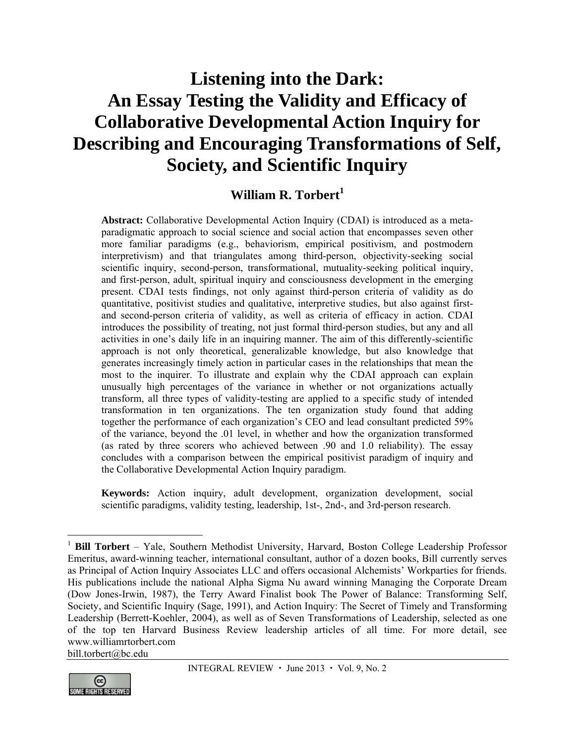# Listening into the Dark: An Essay Testing the Validity and Efficacy of Collaborative Developmental Action Inquiry for Describing and Encouraging Transformations of Self, Society, and Scientific Inquiry

## William R. Torbert[1]

**Abstract:** Collaborative Developmental Action Inquiry (CDAI) is introduced as a meta-paradigmatic approach to social science and social action that encompasses seven other more familiar paradigms (e.g., behaviorism, empirical positivism, and postmodern interpretivism) and that triangulates among third-person, objectivity-seeking social scientific inquiry, second-person, transformational, mutuality-seeking political inquiry, and first-person, adult, spiritual inquiry and consciousness development in the emerging present. CDAI tests findings, not only against third-person criteria of validity as do quantitative, positivist studies and qualitative, interpretive studies, but also against first- and second-person criteria of validity, as well as criteria of efficacy in action. CDAI introduces the possibility of treating, not just formal third-person studies, but any and all activities in one's daily life in an inquiring manner. The aim of this differently-scientific approach is not only theoretical, generalizable knowledge, but also knowledge that generates increasingly timely action in particular cases in the relationships that mean the most to the inquirer. To illustrate and explain why the CDAI approach can explain unusually high percentages of the variance in whether or not organizations actually transform, all three types of validity-testing are applied to a specific study of intended transformation in ten organizations. The ten organization study found that adding together the performance of each organization's CEO and lead consultant predicted 59% of the variance, beyond the .01 level, in whether and how the organization transformed (as rated by three scorers who achieved between .90 and 1.0 reliability). The essay concludes with a comparison between the empirical positivist paradigm of inquiry and the Collaborative Developmental Action Inquiry paradigm.

**Keywords:** Action inquiry, adult development, organization development, social scientific paradigms, validity testing, leadership, 1st-, 2nd-, and 3rd-person research.

---

[1] **Bill Torbert** – Yale, Southern Methodist University, Harvard, Boston College Leadership Professor Emeritus, award-winning teacher, international consultant, author of a dozen books, Bill currently serves as Principal of Action Inquiry Associates LLC and offers occasional Alchemists' Workparties for friends. His publications include the national Alpha Sigma Nu award winning Managing the Corporate Dream (Dow Jones-Irwin, 1987), the Terry Award Finalist book The Power of Balance: Transforming Self, Society, and Scientific Inquiry (Sage, 1991), and Action Inquiry: The Secret of Timely and Transforming Leadership (Berrett-Koehler, 2004), as well as of Seven Transformations of Leadership, selected as one of the top ten Harvard Business Review leadership articles of all time. For more detail, see www.williamrtorbert.com
bill.torbert@bc.edu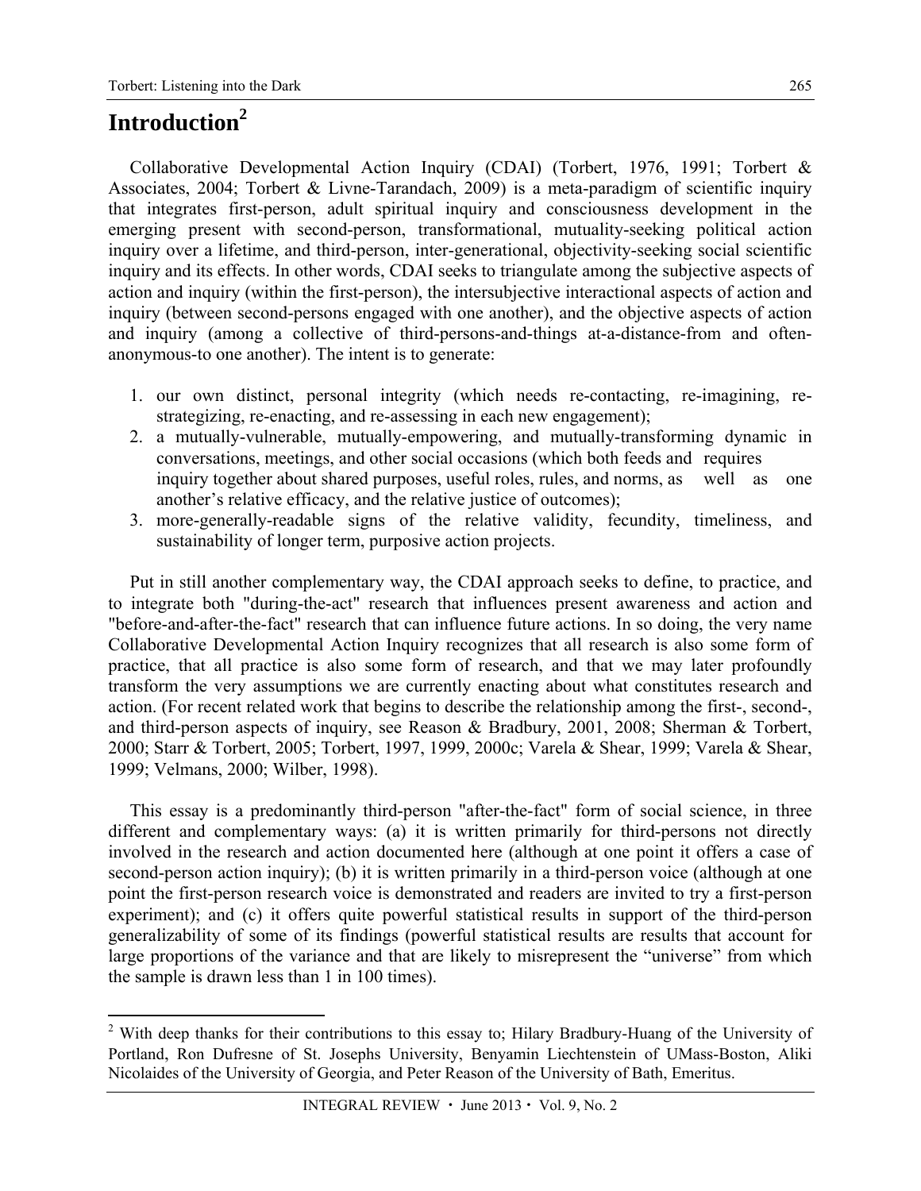# Introduction[2]

Collaborative Developmental Action Inquiry (CDAI) (Torbert, 1976, 1991; Torbert & Associates, 2004; Torbert & Livne-Tarandach, 2009) is a meta-paradigm of scientific inquiry that integrates first-person, adult spiritual inquiry and consciousness development in the emerging present with second-person, transformational, mutuality-seeking political action inquiry over a lifetime, and third-person, inter-generational, objectivity-seeking social scientific inquiry and its effects. In other words, CDAI seeks to triangulate among the subjective aspects of action and inquiry (within the first-person), the intersubjective interactional aspects of action and inquiry (between second-persons engaged with one another), and the objective aspects of action and inquiry (among a collective of third-persons-and-things at-a-distance-from and often-anonymous-to one another). The intent is to generate:

1. our own distinct, personal integrity (which needs re-contacting, re-imagining, re-strategizing, re-enacting, and re-assessing in each new engagement);
2. a mutually-vulnerable, mutually-empowering, and mutually-transforming dynamic in conversations, meetings, and other social occasions (which both feeds and requires inquiry together about shared purposes, useful roles, rules, and norms, as well as one another's relative efficacy, and the relative justice of outcomes);
3. more-generally-readable signs of the relative validity, fecundity, timeliness, and sustainability of longer term, purposive action projects.

Put in still another complementary way, the CDAI approach seeks to define, to practice, and to integrate both "during-the-act" research that influences present awareness and action and "before-and-after-the-fact" research that can influence future actions. In so doing, the very name Collaborative Developmental Action Inquiry recognizes that all research is also some form of practice, that all practice is also some form of research, and that we may later profoundly transform the very assumptions we are currently enacting about what constitutes research and action. (For recent related work that begins to describe the relationship among the first-, second-, and third-person aspects of inquiry, see Reason & Bradbury, 2001, 2008; Sherman & Torbert, 2000; Starr & Torbert, 2005; Torbert, 1997, 1999, 2000c; Varela & Shear, 1999; Varela & Shear, 1999; Velmans, 2000; Wilber, 1998).

This essay is a predominantly third-person "after-the-fact" form of social science, in three different and complementary ways: (a) it is written primarily for third-persons not directly involved in the research and action documented here (although at one point it offers a case of second-person action inquiry); (b) it is written primarily in a third-person voice (although at one point the first-person research voice is demonstrated and readers are invited to try a first-person experiment); and (c) it offers quite powerful statistical results in support of the third-person generalizability of some of its findings (powerful statistical results are results that account for large proportions of the variance and that are likely to misrepresent the "universe" from which the sample is drawn less than 1 in 100 times).

[2] With deep thanks for their contributions to this essay to; Hilary Bradbury-Huang of the University of Portland, Ron Dufresne of St. Josephs University, Benyamin Liechtenstein of UMass-Boston, Aliki Nicolaides of the University of Georgia, and Peter Reason of the University of Bath, Emeritus.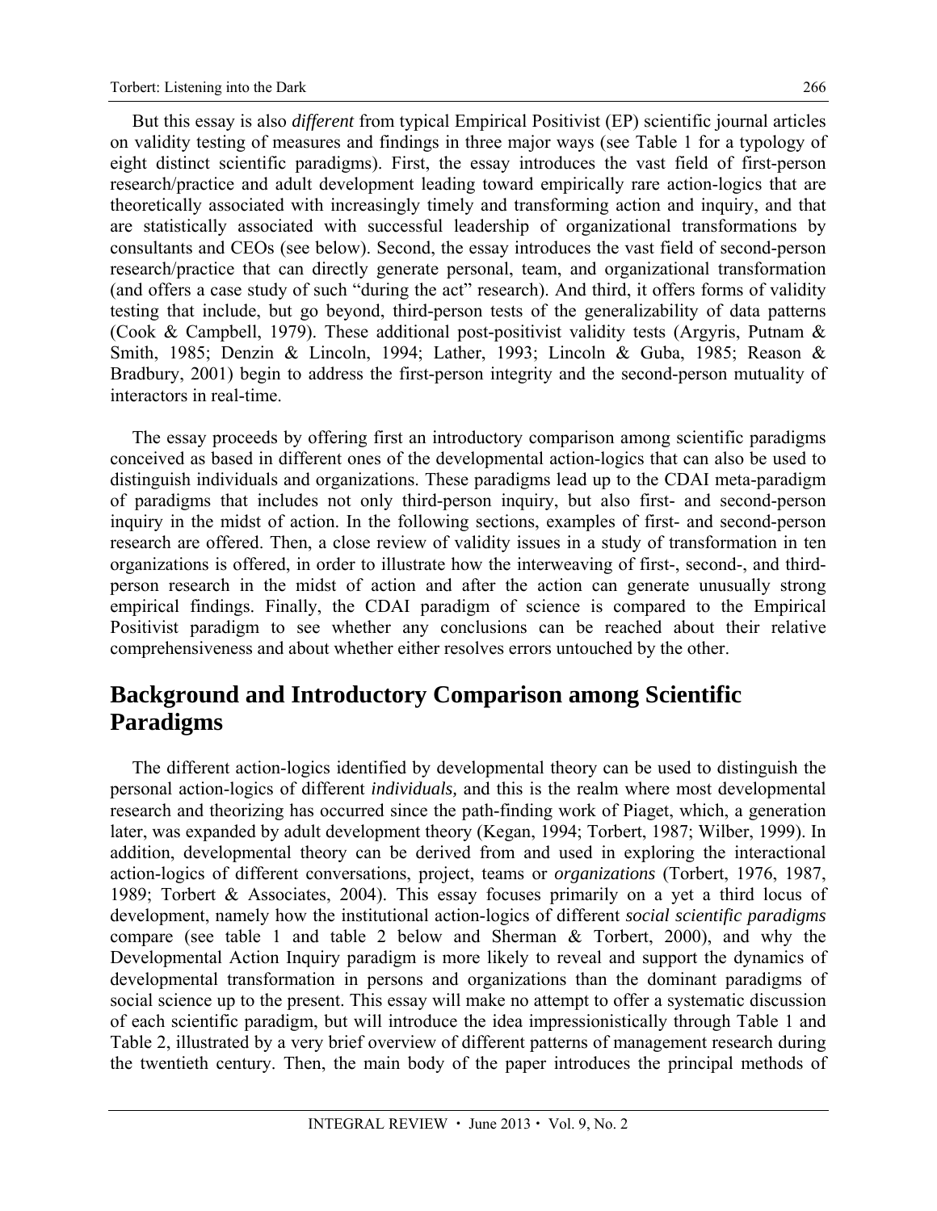But this essay is also *different* from typical Empirical Positivist (EP) scientific journal articles on validity testing of measures and findings in three major ways (see Table 1 for a typology of eight distinct scientific paradigms). First, the essay introduces the vast field of first-person research/practice and adult development leading toward empirically rare action-logics that are theoretically associated with increasingly timely and transforming action and inquiry, and that are statistically associated with successful leadership of organizational transformations by consultants and CEOs (see below). Second, the essay introduces the vast field of second-person research/practice that can directly generate personal, team, and organizational transformation (and offers a case study of such "during the act" research). And third, it offers forms of validity testing that include, but go beyond, third-person tests of the generalizability of data patterns (Cook & Campbell, 1979). These additional post-positivist validity tests (Argyris, Putnam & Smith, 1985; Denzin & Lincoln, 1994; Lather, 1993; Lincoln & Guba, 1985; Reason & Bradbury, 2001) begin to address the first-person integrity and the second-person mutuality of interactors in real-time.

The essay proceeds by offering first an introductory comparison among scientific paradigms conceived as based in different ones of the developmental action-logics that can also be used to distinguish individuals and organizations. These paradigms lead up to the CDAI meta-paradigm of paradigms that includes not only third-person inquiry, but also first- and second-person inquiry in the midst of action. In the following sections, examples of first- and second-person research are offered. Then, a close review of validity issues in a study of transformation in ten organizations is offered, in order to illustrate how the interweaving of first-, second-, and third-person research in the midst of action and after the action can generate unusually strong empirical findings. Finally, the CDAI paradigm of science is compared to the Empirical Positivist paradigm to see whether any conclusions can be reached about their relative comprehensiveness and about whether either resolves errors untouched by the other.

## Background and Introductory Comparison among Scientific Paradigms

The different action-logics identified by developmental theory can be used to distinguish the personal action-logics of different *individuals,* and this is the realm where most developmental research and theorizing has occurred since the path-finding work of Piaget, which, a generation later, was expanded by adult development theory (Kegan, 1994; Torbert, 1987; Wilber, 1999). In addition, developmental theory can be derived from and used in exploring the interactional action-logics of different conversations, project, teams or *organizations* (Torbert, 1976, 1987, 1989; Torbert & Associates, 2004). This essay focuses primarily on a yet a third locus of development, namely how the institutional action-logics of different *social scientific paradigms* compare (see table 1 and table 2 below and Sherman & Torbert, 2000), and why the Developmental Action Inquiry paradigm is more likely to reveal and support the dynamics of developmental transformation in persons and organizations than the dominant paradigms of social science up to the present. This essay will make no attempt to offer a systematic discussion of each scientific paradigm, but will introduce the idea impressionistically through Table 1 and Table 2, illustrated by a very brief overview of different patterns of management research during the twentieth century. Then, the main body of the paper introduces the principal methods of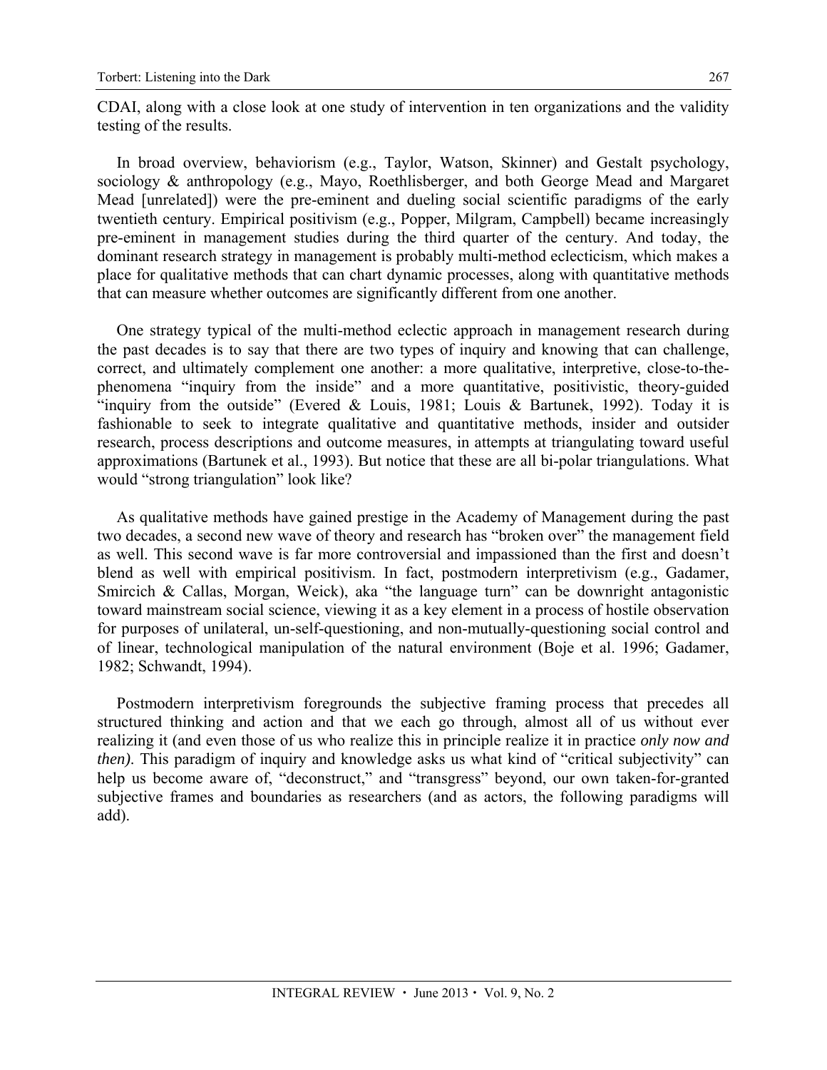CDAI, along with a close look at one study of intervention in ten organizations and the validity testing of the results.

In broad overview, behaviorism (e.g., Taylor, Watson, Skinner) and Gestalt psychology, sociology & anthropology (e.g., Mayo, Roethlisberger, and both George Mead and Margaret Mead [unrelated]) were the pre-eminent and dueling social scientific paradigms of the early twentieth century. Empirical positivism (e.g., Popper, Milgram, Campbell) became increasingly pre-eminent in management studies during the third quarter of the century. And today, the dominant research strategy in management is probably multi-method eclecticism, which makes a place for qualitative methods that can chart dynamic processes, along with quantitative methods that can measure whether outcomes are significantly different from one another.

One strategy typical of the multi-method eclectic approach in management research during the past decades is to say that there are two types of inquiry and knowing that can challenge, correct, and ultimately complement one another: a more qualitative, interpretive, close-to-the-phenomena "inquiry from the inside" and a more quantitative, positivistic, theory-guided "inquiry from the outside" (Evered & Louis, 1981; Louis & Bartunek, 1992). Today it is fashionable to seek to integrate qualitative and quantitative methods, insider and outsider research, process descriptions and outcome measures, in attempts at triangulating toward useful approximations (Bartunek et al., 1993). But notice that these are all bi-polar triangulations. What would "strong triangulation" look like?

As qualitative methods have gained prestige in the Academy of Management during the past two decades, a second new wave of theory and research has "broken over" the management field as well. This second wave is far more controversial and impassioned than the first and doesn't blend as well with empirical positivism. In fact, postmodern interpretivism (e.g., Gadamer, Smircich & Callas, Morgan, Weick), aka "the language turn" can be downright antagonistic toward mainstream social science, viewing it as a key element in a process of hostile observation for purposes of unilateral, un-self-questioning, and non-mutually-questioning social control and of linear, technological manipulation of the natural environment (Boje et al. 1996; Gadamer, 1982; Schwandt, 1994).

Postmodern interpretivism foregrounds the subjective framing process that precedes all structured thinking and action and that we each go through, almost all of us without ever realizing it (and even those of us who realize this in principle realize it in practice *only now and then).* This paradigm of inquiry and knowledge asks us what kind of "critical subjectivity" can help us become aware of, "deconstruct," and "transgress" beyond, our own taken-for-granted subjective frames and boundaries as researchers (and as actors, the following paradigms will add).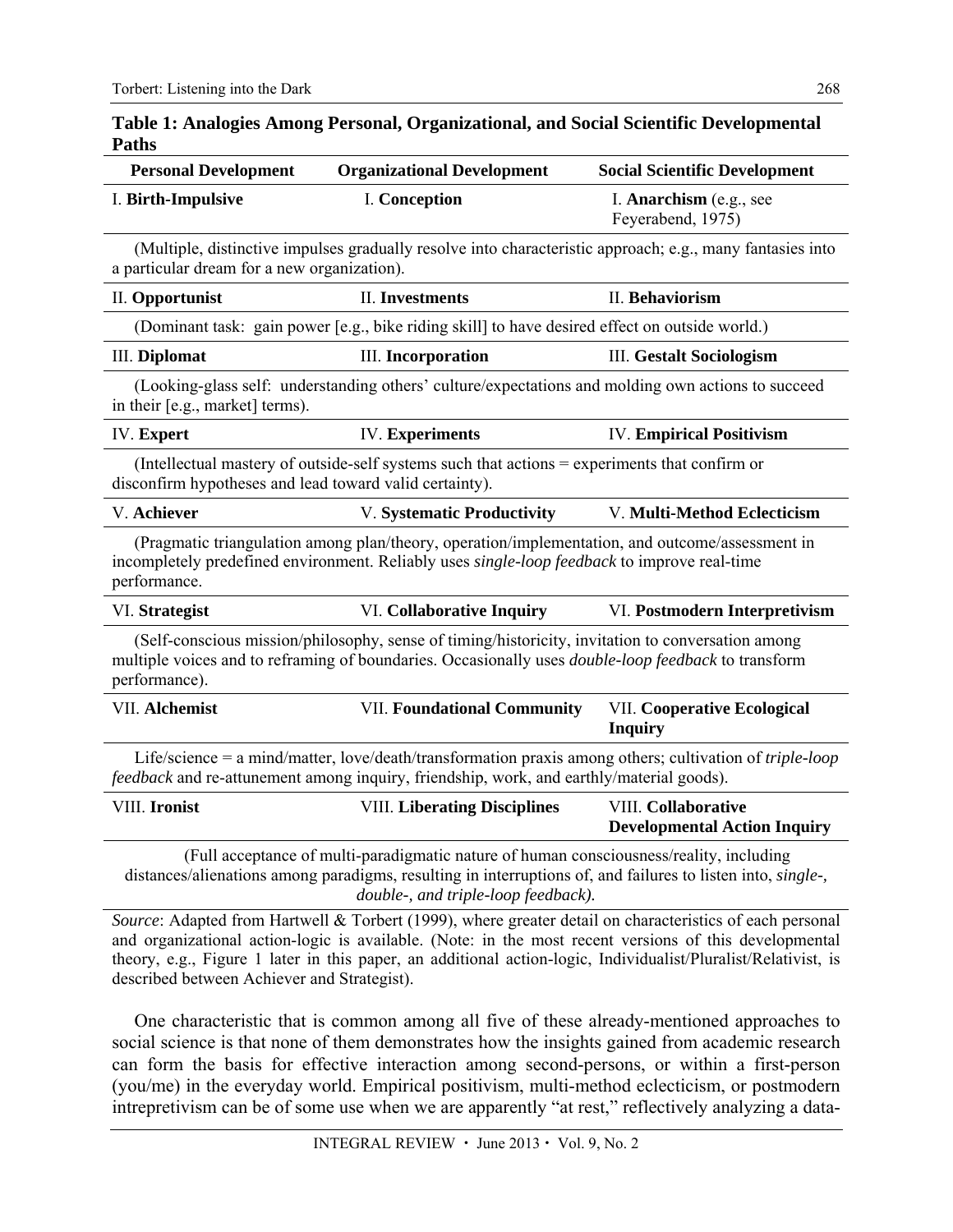**Table 1: Analogies Among Personal, Organizational, and Social Scientific Developmental Paths**

| Personal Development | Organizational Development | Social Scientific Development |
|---|---|---|
| I. **Birth-Impulsive** | I. **Conception** | I. **Anarchism** (e.g., see Feyerabend, 1975) |
| (Multiple, distinctive impulses gradually resolve into characteristic approach; e.g., many fantasies into a particular dream for a new organization). | | |
| II. **Opportunist** | II. **Investments** | II. **Behaviorism** |
| (Dominant task: gain power [e.g., bike riding skill] to have desired effect on outside world.) | | |
| III. **Diplomat** | III. **Incorporation** | III. **Gestalt Sociologism** |
| (Looking-glass self: understanding others' culture/expectations and molding own actions to succeed in their [e.g., market] terms). | | |
| IV. **Expert** | IV. **Experiments** | IV. **Empirical Positivism** |
| (Intellectual mastery of outside-self systems such that actions = experiments that confirm or disconfirm hypotheses and lead toward valid certainty). | | |
| V. **Achiever** | V. **Systematic Productivity** | V. **Multi-Method Eclecticism** |
| (Pragmatic triangulation among plan/theory, operation/implementation, and outcome/assessment in incompletely predefined environment. Reliably uses *single-loop feedback* to improve real-time performance. | | |
| VI. **Strategist** | VI. **Collaborative Inquiry** | VI. **Postmodern Interpretivism** |
| (Self-conscious mission/philosophy, sense of timing/historicity, invitation to conversation among multiple voices and to reframing of boundaries. Occasionally uses *double-loop feedback* to transform performance). | | |
| VII. **Alchemist** | VII. **Foundational Community** | VII. **Cooperative Ecological Inquiry** |
| Life/science = a mind/matter, love/death/transformation praxis among others; cultivation of *triple-loop feedback* and re-attunement among inquiry, friendship, work, and earthly/material goods). | | |
| VIII. **Ironist** | VIII. **Liberating Disciplines** | VIII. **Collaborative Developmental Action Inquiry** |
| (Full acceptance of multi-paradigmatic nature of human consciousness/reality, including distances/alienations among paradigms, resulting in interruptions of, and failures to listen into, *single-, double-, and triple-loop feedback).* | | |

*Source*: Adapted from Hartwell & Torbert (1999), where greater detail on characteristics of each personal and organizational action-logic is available. (Note: in the most recent versions of this developmental theory, e.g., Figure 1 later in this paper, an additional action-logic, Individualist/Pluralist/Relativist, is described between Achiever and Strategist).

One characteristic that is common among all five of these already-mentioned approaches to social science is that none of them demonstrates how the insights gained from academic research can form the basis for effective interaction among second-persons, or within a first-person (you/me) in the everyday world. Empirical positivism, multi-method eclecticism, or postmodern intrepretivism can be of some use when we are apparently "at rest," reflectively analyzing a data-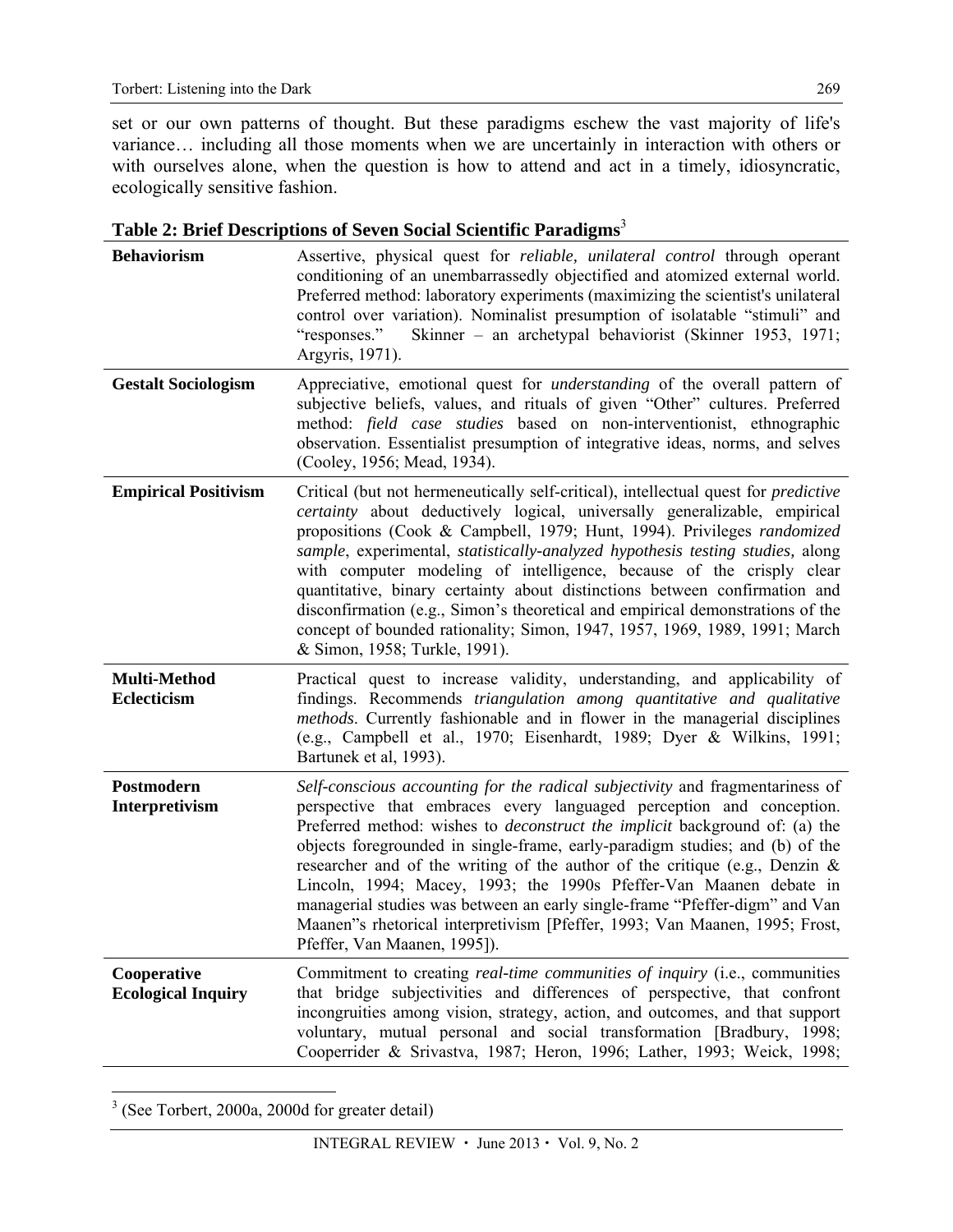set or our own patterns of thought. But these paradigms eschew the vast majority of life's variance… including all those moments when we are uncertainly in interaction with others or with ourselves alone, when the question is how to attend and act in a timely, idiosyncratic, ecologically sensitive fashion.

**Table 2: Brief Descriptions of Seven Social Scientific Paradigms**[3]

| | |
|---|---|
| **Behaviorism** | Assertive, physical quest for *reliable, unilateral control* through operant conditioning of an unembarrassedly objectified and atomized external world. Preferred method: laboratory experiments (maximizing the scientist's unilateral control over variation). Nominalist presumption of isolatable "stimuli" and "responses." Skinner – an archetypal behaviorist (Skinner 1953, 1971; Argyris, 1971). |
| **Gestalt Sociologism** | Appreciative, emotional quest for *understanding* of the overall pattern of subjective beliefs, values, and rituals of given "Other" cultures. Preferred method: *field case studies* based on non-interventionist, ethnographic observation. Essentialist presumption of integrative ideas, norms, and selves (Cooley, 1956; Mead, 1934). |
| **Empirical Positivism** | Critical (but not hermeneutically self-critical), intellectual quest for *predictive certainty* about deductively logical, universally generalizable, empirical propositions (Cook & Campbell, 1979; Hunt, 1994). Privileges *randomized sample*, experimental, *statistically-analyzed hypothesis testing studies,* along with computer modeling of intelligence, because of the crisply clear quantitative, binary certainty about distinctions between confirmation and disconfirmation (e.g., Simon's theoretical and empirical demonstrations of the concept of bounded rationality; Simon, 1947, 1957, 1969, 1989, 1991; March & Simon, 1958; Turkle, 1991). |
| **Multi-Method Eclecticism** | Practical quest to increase validity, understanding, and applicability of findings. Recommends *triangulation among quantitative and qualitative methods*. Currently fashionable and in flower in the managerial disciplines (e.g., Campbell et al., 1970; Eisenhardt, 1989; Dyer & Wilkins, 1991; Bartunek et al, 1993). |
| **Postmodern Interpretivism** | *Self-conscious accounting for the radical subjectivity* and fragmentariness of perspective that embraces every languaged perception and conception. Preferred method: wishes to *deconstruct the implicit* background of: (a) the objects foregrounded in single-frame, early-paradigm studies; and (b) of the researcher and of the writing of the author of the critique (e.g., Denzin & Lincoln, 1994; Macey, 1993; the 1990s Pfeffer-Van Maanen debate in managerial studies was between an early single-frame "Pfeffer-digm" and Van Maanen"s rhetorical interpretivism [Pfeffer, 1993; Van Maanen, 1995; Frost, Pfeffer, Van Maanen, 1995]). |
| **Cooperative Ecological Inquiry** | Commitment to creating *real-time communities of inquiry* (i.e., communities that bridge subjectivities and differences of perspective, that confront incongruities among vision, strategy, action, and outcomes, and that support voluntary, mutual personal and social transformation [Bradbury, 1998; Cooperrider & Srivastva, 1987; Heron, 1996; Lather, 1993; Weick, 1998; |

[3] (See Torbert, 2000a, 2000d for greater detail)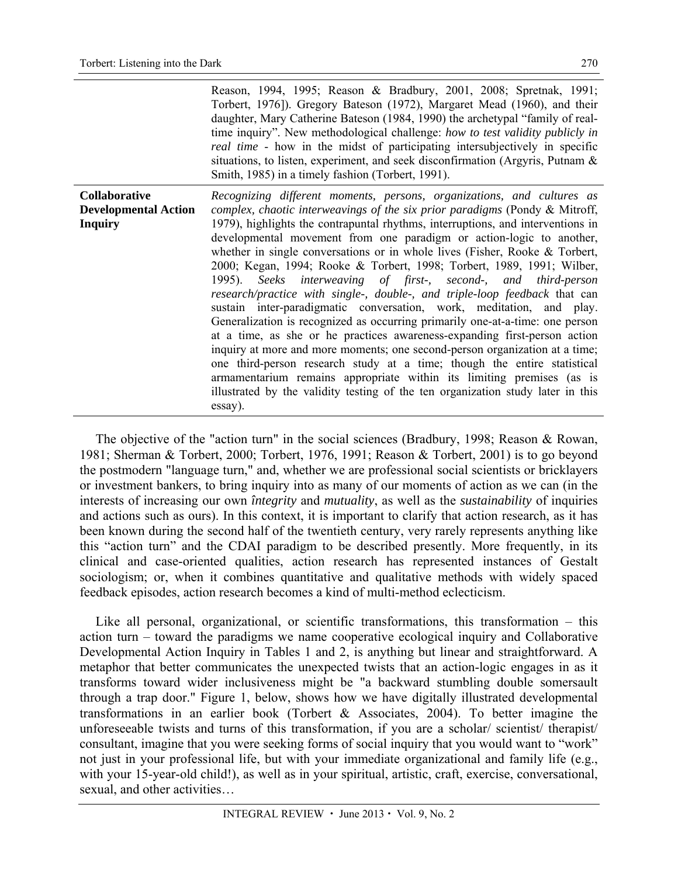| | |
|---|---|
| | Reason, 1994, 1995; Reason & Bradbury, 2001, 2008; Spretnak, 1991; Torbert, 1976]). Gregory Bateson (1972), Margaret Mead (1960), and their daughter, Mary Catherine Bateson (1984, 1990) the archetypal "family of real-time inquiry". New methodological challenge: *how to test validity publicly in real time* - how in the midst of participating intersubjectively in specific situations, to listen, experiment, and seek disconfirmation (Argyris, Putnam & Smith, 1985) in a timely fashion (Torbert, 1991). |
| **Collaborative Developmental Action Inquiry** | *Recognizing different moments, persons, organizations, and cultures as complex, chaotic interweavings of the six prior paradigms* (Pondy & Mitroff, 1979), highlights the contrapuntal rhythms, interruptions, and interventions in developmental movement from one paradigm or action-logic to another, whether in single conversations or in whole lives (Fisher, Rooke & Torbert, 2000; Kegan, 1994; Rooke & Torbert, 1998; Torbert, 1989, 1991; Wilber, 1995). *Seeks interweaving of first-, second-, and third-person research/practice with single-, double-, and triple-loop feedback* that can sustain inter-paradigmatic conversation, work, meditation, and play. Generalization is recognized as occurring primarily one-at-a-time: one person at a time, as she or he practices awareness-expanding first-person action inquiry at more and more moments; one second-person organization at a time; one third-person research study at a time; though the entire statistical armamentarium remains appropriate within its limiting premises (as is illustrated by the validity testing of the ten organization study later in this essay). |

The objective of the "action turn" in the social sciences (Bradbury, 1998; Reason & Rowan, 1981; Sherman & Torbert, 2000; Torbert, 1976, 1991; Reason & Torbert, 2001) is to go beyond the postmodern "language turn," and, whether we are professional social scientists or bricklayers or investment bankers, to bring inquiry into as many of our moments of action as we can (in the interests of increasing our own *întegrity* and *mutuality*, as well as the *sustainability* of inquiries and actions such as ours). In this context, it is important to clarify that action research, as it has been known during the second half of the twentieth century, very rarely represents anything like this "action turn" and the CDAI paradigm to be described presently. More frequently, in its clinical and case-oriented qualities, action research has represented instances of Gestalt sociologism; or, when it combines quantitative and qualitative methods with widely spaced feedback episodes, action research becomes a kind of multi-method eclecticism.

Like all personal, organizational, or scientific transformations, this transformation – this action turn – toward the paradigms we name cooperative ecological inquiry and Collaborative Developmental Action Inquiry in Tables 1 and 2, is anything but linear and straightforward. A metaphor that better communicates the unexpected twists that an action-logic engages in as it transforms toward wider inclusiveness might be "a backward stumbling double somersault through a trap door." Figure 1, below, shows how we have digitally illustrated developmental transformations in an earlier book (Torbert & Associates, 2004). To better imagine the unforeseeable twists and turns of this transformation, if you are a scholar/ scientist/ therapist/ consultant, imagine that you were seeking forms of social inquiry that you would want to "work" not just in your professional life, but with your immediate organizational and family life (e.g., with your 15-year-old child!), as well as in your spiritual, artistic, craft, exercise, conversational, sexual, and other activities…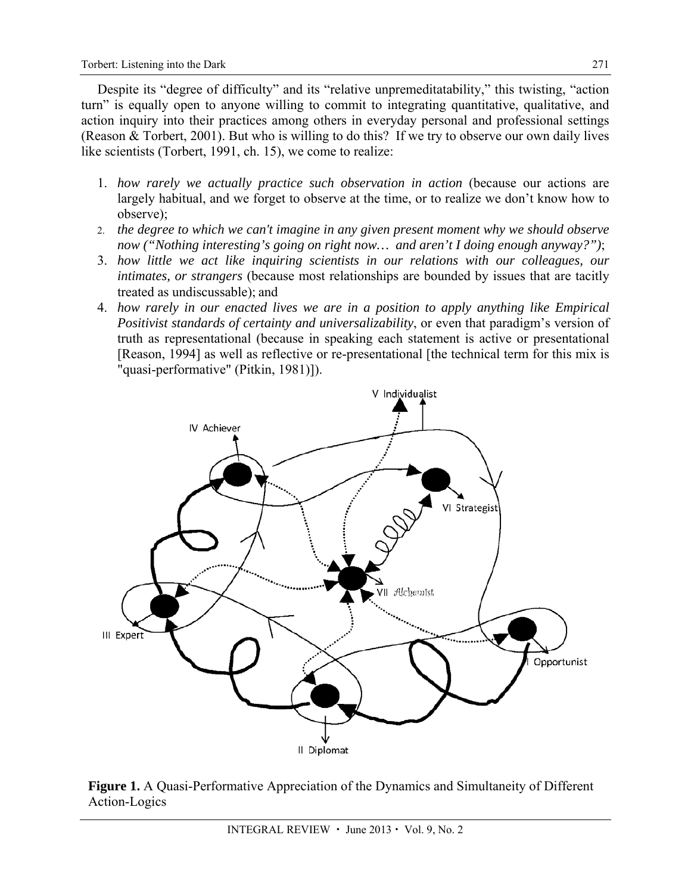Despite its "degree of difficulty" and its "relative unpremeditatability," this twisting, "action turn" is equally open to anyone willing to commit to integrating quantitative, qualitative, and action inquiry into their practices among others in everyday personal and professional settings (Reason & Torbert, 2001). But who is willing to do this? If we try to observe our own daily lives like scientists (Torbert, 1991, ch. 15), we come to realize:

1. *how rarely we actually practice such observation in action* (because our actions are largely habitual, and we forget to observe at the time, or to realize we don't know how to observe);
2. *the degree to which we can't imagine in any given present moment why we should observe now ("Nothing interesting's going on right now… and aren't I doing enough anyway?")*;
3. *how little we act like inquiring scientists in our relations with our colleagues, our intimates, or strangers* (because most relationships are bounded by issues that are tacitly treated as undiscussable); and
4. *how rarely in our enacted lives we are in a position to apply anything like Empirical Positivist standards of certainty and universalizability*, or even that paradigm's version of truth as representational (because in speaking each statement is active or presentational [Reason, 1994] as well as reflective or re-presentational [the technical term for this mix is "quasi-performative" (Pitkin, 1981)]).

**Figure 1.** A Quasi-Performative Appreciation of the Dynamics and Simultaneity of Different Action-Logics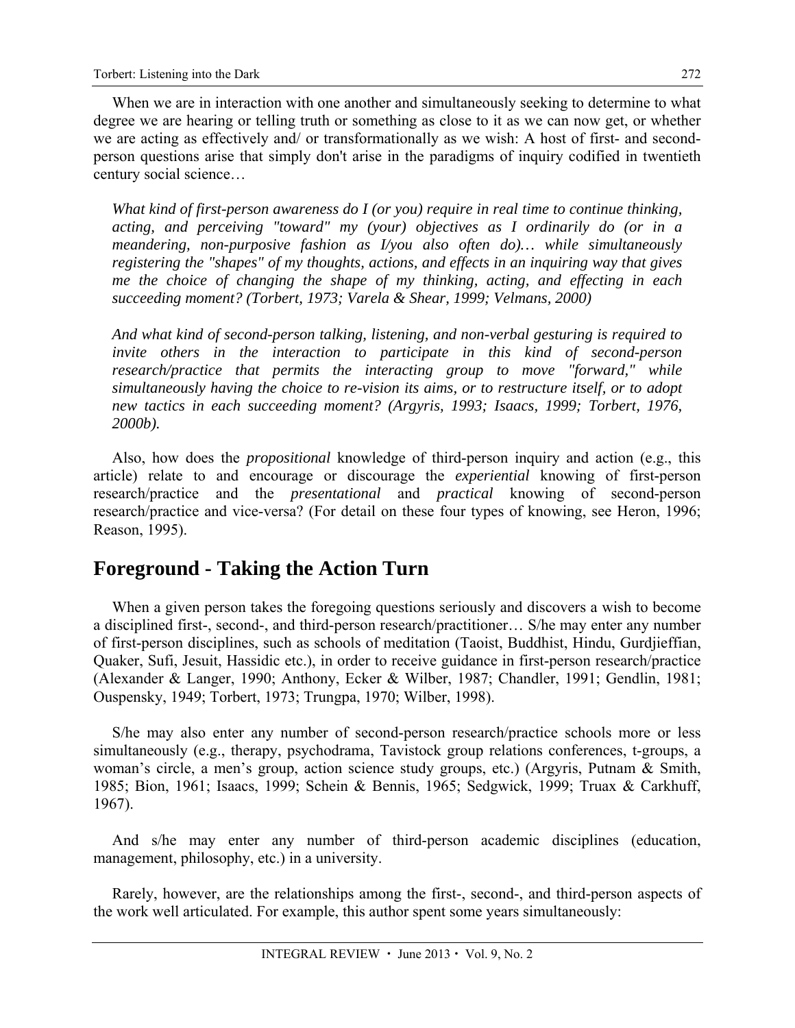When we are in interaction with one another and simultaneously seeking to determine to what degree we are hearing or telling truth or something as close to it as we can now get, or whether we are acting as effectively and/ or transformationally as we wish: A host of first- and second-person questions arise that simply don't arise in the paradigms of inquiry codified in twentieth century social science…

> *What kind of first-person awareness do I (or you) require in real time to continue thinking, acting, and perceiving "toward" my (your) objectives as I ordinarily do (or in a meandering, non-purposive fashion as I/you also often do)… while simultaneously registering the "shapes" of my thoughts, actions, and effects in an inquiring way that gives me the choice of changing the shape of my thinking, acting, and effecting in each succeeding moment? (Torbert, 1973; Varela & Shear, 1999; Velmans, 2000)*

> *And what kind of second-person talking, listening, and non-verbal gesturing is required to invite others in the interaction to participate in this kind of second-person research/practice that permits the interacting group to move "forward," while simultaneously having the choice to re-vision its aims, or to restructure itself, or to adopt new tactics in each succeeding moment? (Argyris, 1993; Isaacs, 1999; Torbert, 1976, 2000b).*

Also, how does the *propositional* knowledge of third-person inquiry and action (e.g., this article) relate to and encourage or discourage the *experiential* knowing of first-person research/practice and the *presentational* and *practical* knowing of second-person research/practice and vice-versa? (For detail on these four types of knowing, see Heron, 1996; Reason, 1995).

## Foreground - Taking the Action Turn

When a given person takes the foregoing questions seriously and discovers a wish to become a disciplined first-, second-, and third-person research/practitioner… S/he may enter any number of first-person disciplines, such as schools of meditation (Taoist, Buddhist, Hindu, Gurdjieffian, Quaker, Sufi, Jesuit, Hassidic etc.), in order to receive guidance in first-person research/practice (Alexander & Langer, 1990; Anthony, Ecker & Wilber, 1987; Chandler, 1991; Gendlin, 1981; Ouspensky, 1949; Torbert, 1973; Trungpa, 1970; Wilber, 1998).

S/he may also enter any number of second-person research/practice schools more or less simultaneously (e.g., therapy, psychodrama, Tavistock group relations conferences, t-groups, a woman's circle, a men's group, action science study groups, etc.) (Argyris, Putnam & Smith, 1985; Bion, 1961; Isaacs, 1999; Schein & Bennis, 1965; Sedgwick, 1999; Truax & Carkhuff, 1967).

And s/he may enter any number of third-person academic disciplines (education, management, philosophy, etc.) in a university.

Rarely, however, are the relationships among the first-, second-, and third-person aspects of the work well articulated. For example, this author spent some years simultaneously: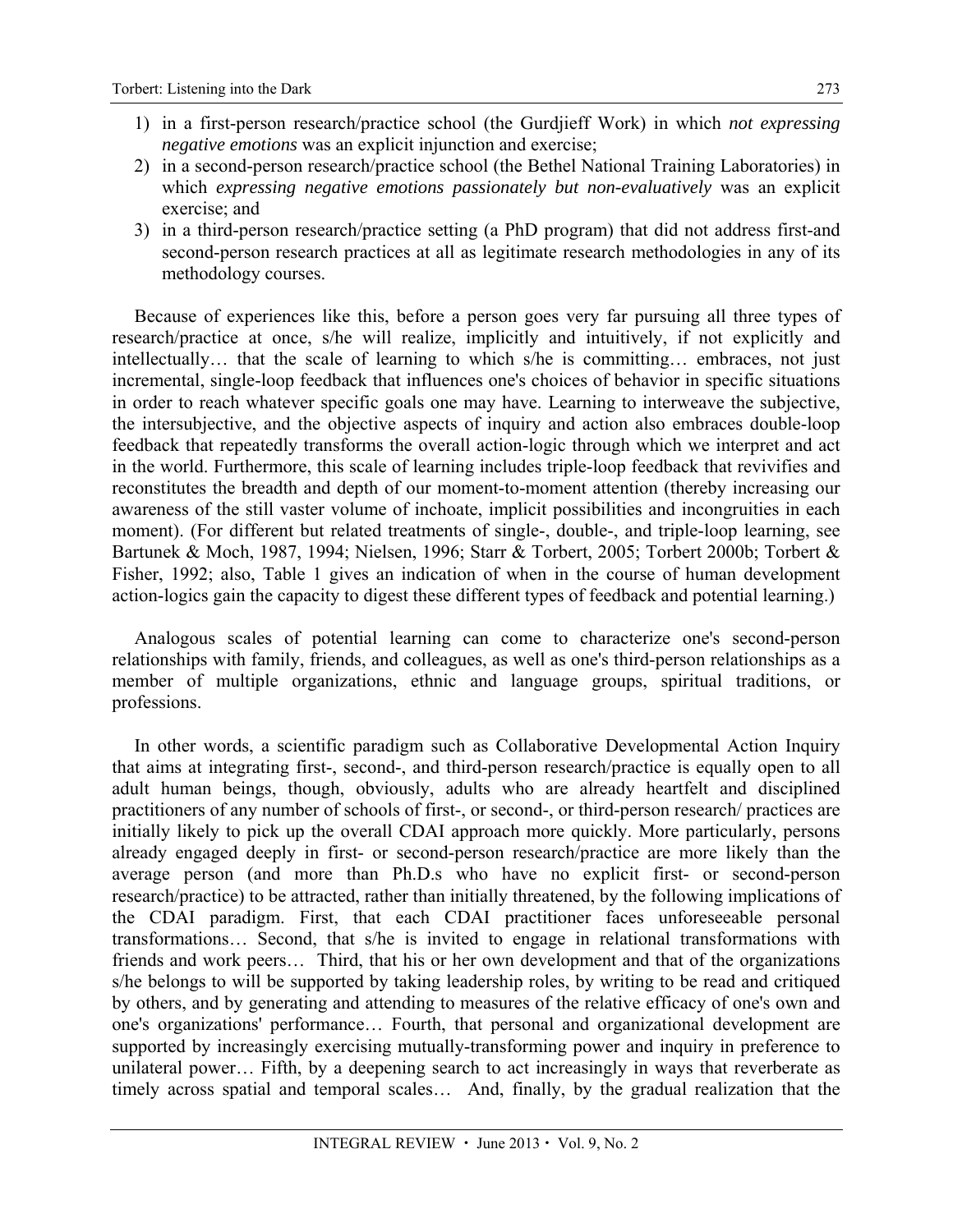1) in a first-person research/practice school (the Gurdjieff Work) in which *not expressing negative emotions* was an explicit injunction and exercise;
2) in a second-person research/practice school (the Bethel National Training Laboratories) in which *expressing negative emotions passionately but non-evaluatively* was an explicit exercise; and
3) in a third-person research/practice setting (a PhD program) that did not address first-and second-person research practices at all as legitimate research methodologies in any of its methodology courses.

Because of experiences like this, before a person goes very far pursuing all three types of research/practice at once, s/he will realize, implicitly and intuitively, if not explicitly and intellectually… that the scale of learning to which s/he is committing… embraces, not just incremental, single-loop feedback that influences one's choices of behavior in specific situations in order to reach whatever specific goals one may have. Learning to interweave the subjective, the intersubjective, and the objective aspects of inquiry and action also embraces double-loop feedback that repeatedly transforms the overall action-logic through which we interpret and act in the world. Furthermore, this scale of learning includes triple-loop feedback that revivifies and reconstitutes the breadth and depth of our moment-to-moment attention (thereby increasing our awareness of the still vaster volume of inchoate, implicit possibilities and incongruities in each moment). (For different but related treatments of single-, double-, and triple-loop learning, see Bartunek & Moch, 1987, 1994; Nielsen, 1996; Starr & Torbert, 2005; Torbert 2000b; Torbert & Fisher, 1992; also, Table 1 gives an indication of when in the course of human development action-logics gain the capacity to digest these different types of feedback and potential learning.)

Analogous scales of potential learning can come to characterize one's second-person relationships with family, friends, and colleagues, as well as one's third-person relationships as a member of multiple organizations, ethnic and language groups, spiritual traditions, or professions.

In other words, a scientific paradigm such as Collaborative Developmental Action Inquiry that aims at integrating first-, second-, and third-person research/practice is equally open to all adult human beings, though, obviously, adults who are already heartfelt and disciplined practitioners of any number of schools of first-, or second-, or third-person research/ practices are initially likely to pick up the overall CDAI approach more quickly. More particularly, persons already engaged deeply in first- or second-person research/practice are more likely than the average person (and more than Ph.D.s who have no explicit first- or second-person research/practice) to be attracted, rather than initially threatened, by the following implications of the CDAI paradigm. First, that each CDAI practitioner faces unforeseeable personal transformations… Second, that s/he is invited to engage in relational transformations with friends and work peers… Third, that his or her own development and that of the organizations s/he belongs to will be supported by taking leadership roles, by writing to be read and critiqued by others, and by generating and attending to measures of the relative efficacy of one's own and one's organizations' performance… Fourth, that personal and organizational development are supported by increasingly exercising mutually-transforming power and inquiry in preference to unilateral power… Fifth, by a deepening search to act increasingly in ways that reverberate as timely across spatial and temporal scales… And, finally, by the gradual realization that the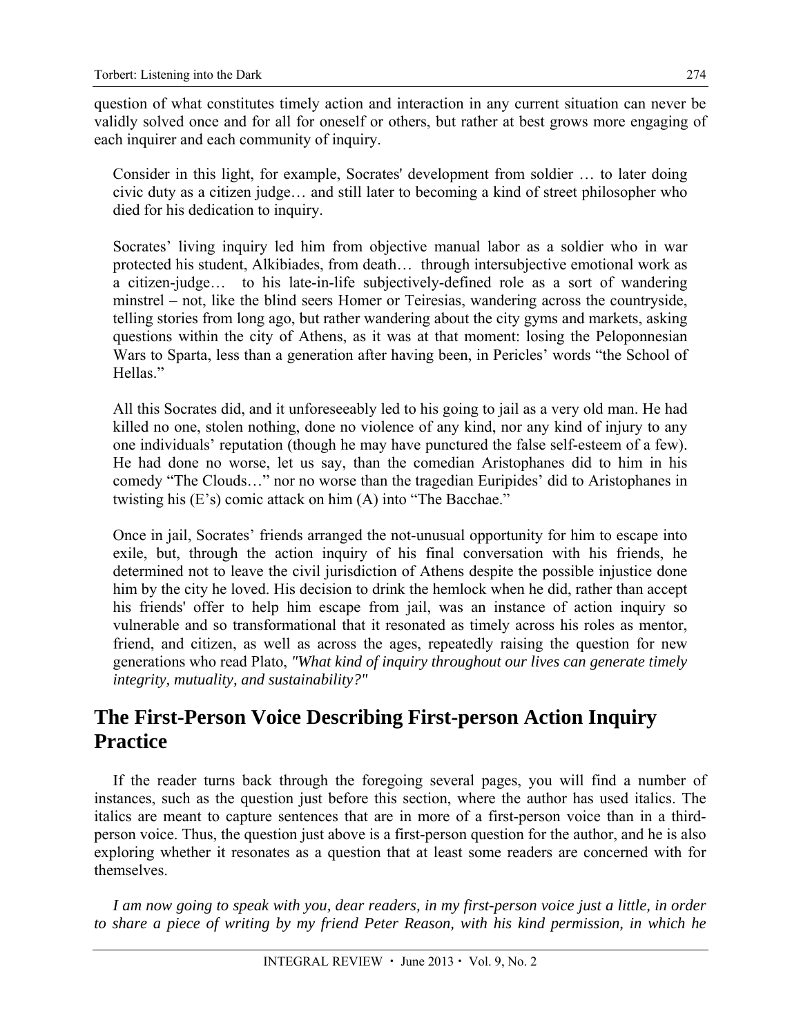question of what constitutes timely action and interaction in any current situation can never be validly solved once and for all for oneself or others, but rather at best grows more engaging of each inquirer and each community of inquiry.

> Consider in this light, for example, Socrates' development from soldier … to later doing civic duty as a citizen judge… and still later to becoming a kind of street philosopher who died for his dedication to inquiry.
>
> Socrates' living inquiry led him from objective manual labor as a soldier who in war protected his student, Alkibiades, from death… through intersubjective emotional work as a citizen-judge… to his late-in-life subjectively-defined role as a sort of wandering minstrel – not, like the blind seers Homer or Teiresias, wandering across the countryside, telling stories from long ago, but rather wandering about the city gyms and markets, asking questions within the city of Athens, as it was at that moment: losing the Peloponnesian Wars to Sparta, less than a generation after having been, in Pericles' words "the School of Hellas."
>
> All this Socrates did, and it unforeseeably led to his going to jail as a very old man. He had killed no one, stolen nothing, done no violence of any kind, nor any kind of injury to any one individuals' reputation (though he may have punctured the false self-esteem of a few). He had done no worse, let us say, than the comedian Aristophanes did to him in his comedy "The Clouds…" nor no worse than the tragedian Euripides' did to Aristophanes in twisting his (E's) comic attack on him (A) into "The Bacchae."
>
> Once in jail, Socrates' friends arranged the not-unusual opportunity for him to escape into exile, but, through the action inquiry of his final conversation with his friends, he determined not to leave the civil jurisdiction of Athens despite the possible injustice done him by the city he loved. His decision to drink the hemlock when he did, rather than accept his friends' offer to help him escape from jail, was an instance of action inquiry so vulnerable and so transformational that it resonated as timely across his roles as mentor, friend, and citizen, as well as across the ages, repeatedly raising the question for new generations who read Plato, *"What kind of inquiry throughout our lives can generate timely integrity, mutuality, and sustainability?"*

## The First-Person Voice Describing First-person Action Inquiry Practice

If the reader turns back through the foregoing several pages, you will find a number of instances, such as the question just before this section, where the author has used italics. The italics are meant to capture sentences that are in more of a first-person voice than in a third-person voice. Thus, the question just above is a first-person question for the author, and he is also exploring whether it resonates as a question that at least some readers are concerned with for themselves.

*I am now going to speak with you, dear readers, in my first-person voice just a little, in order to share a piece of writing by my friend Peter Reason, with his kind permission, in which he*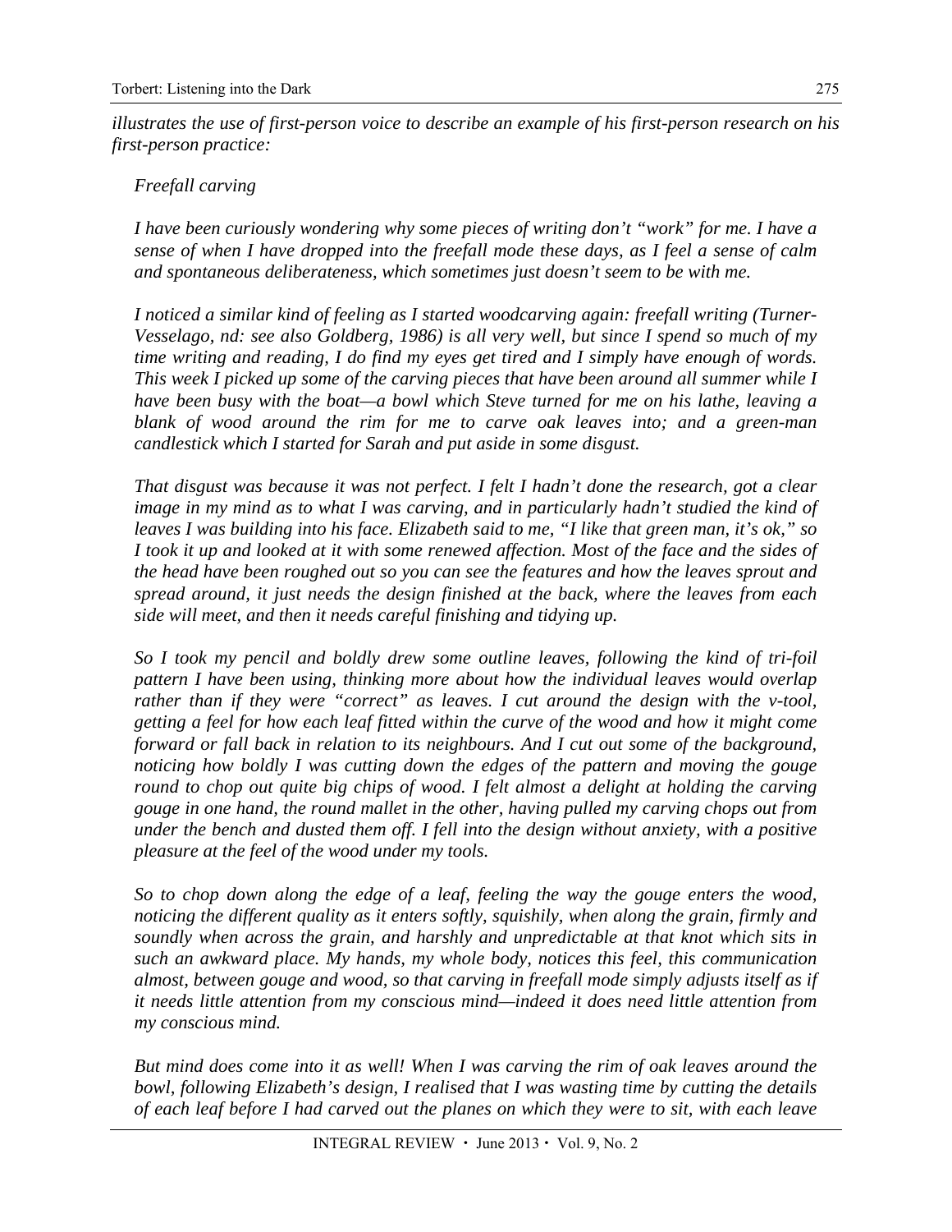*illustrates the use of first-person voice to describe an example of his first-person research on his first-person practice:*

> *Freefall carving*
>
> *I have been curiously wondering why some pieces of writing don't "work" for me. I have a sense of when I have dropped into the freefall mode these days, as I feel a sense of calm and spontaneous deliberateness, which sometimes just doesn't seem to be with me.*
>
> *I noticed a similar kind of feeling as I started woodcarving again: freefall writing (Turner-Vesselago, nd: see also Goldberg, 1986) is all very well, but since I spend so much of my time writing and reading, I do find my eyes get tired and I simply have enough of words. This week I picked up some of the carving pieces that have been around all summer while I have been busy with the boat—a bowl which Steve turned for me on his lathe, leaving a blank of wood around the rim for me to carve oak leaves into; and a green-man candlestick which I started for Sarah and put aside in some disgust.*
>
> *That disgust was because it was not perfect. I felt I hadn't done the research, got a clear image in my mind as to what I was carving, and in particularly hadn't studied the kind of leaves I was building into his face. Elizabeth said to me, "I like that green man, it's ok," so I took it up and looked at it with some renewed affection. Most of the face and the sides of the head have been roughed out so you can see the features and how the leaves sprout and spread around, it just needs the design finished at the back, where the leaves from each side will meet, and then it needs careful finishing and tidying up.*
>
> *So I took my pencil and boldly drew some outline leaves, following the kind of tri-foil pattern I have been using, thinking more about how the individual leaves would overlap rather than if they were "correct" as leaves. I cut around the design with the v-tool, getting a feel for how each leaf fitted within the curve of the wood and how it might come forward or fall back in relation to its neighbours. And I cut out some of the background, noticing how boldly I was cutting down the edges of the pattern and moving the gouge round to chop out quite big chips of wood. I felt almost a delight at holding the carving gouge in one hand, the round mallet in the other, having pulled my carving chops out from under the bench and dusted them off. I fell into the design without anxiety, with a positive pleasure at the feel of the wood under my tools.*
>
> *So to chop down along the edge of a leaf, feeling the way the gouge enters the wood, noticing the different quality as it enters softly, squishily, when along the grain, firmly and soundly when across the grain, and harshly and unpredictable at that knot which sits in such an awkward place. My hands, my whole body, notices this feel, this communication almost, between gouge and wood, so that carving in freefall mode simply adjusts itself as if it needs little attention from my conscious mind—indeed it does need little attention from my conscious mind.*
>
> *But mind does come into it as well! When I was carving the rim of oak leaves around the bowl, following Elizabeth's design, I realised that I was wasting time by cutting the details of each leaf before I had carved out the planes on which they were to sit, with each leave*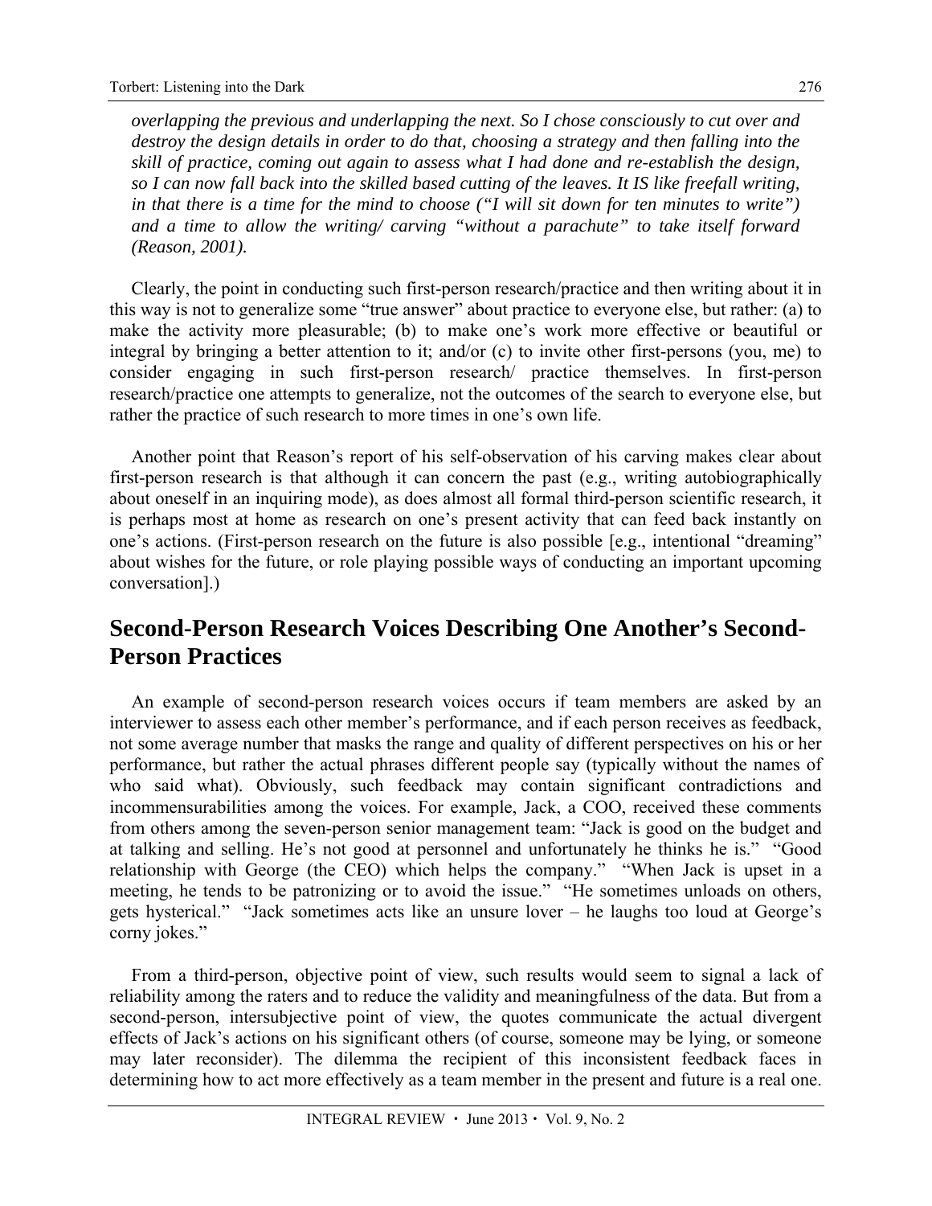*overlapping the previous and underlapping the next. So I chose consciously to cut over and destroy the design details in order to do that, choosing a strategy and then falling into the skill of practice, coming out again to assess what I had done and re-establish the design, so I can now fall back into the skilled based cutting of the leaves. It IS like freefall writing, in that there is a time for the mind to choose ("I will sit down for ten minutes to write") and a time to allow the writing/ carving "without a parachute" to take itself forward (Reason, 2001).*

Clearly, the point in conducting such first-person research/practice and then writing about it in this way is not to generalize some "true answer" about practice to everyone else, but rather: (a) to make the activity more pleasurable; (b) to make one's work more effective or beautiful or integral by bringing a better attention to it; and/or (c) to invite other first-persons (you, me) to consider engaging in such first-person research/ practice themselves. In first-person research/practice one attempts to generalize, not the outcomes of the search to everyone else, but rather the practice of such research to more times in one's own life.

Another point that Reason's report of his self-observation of his carving makes clear about first-person research is that although it can concern the past (e.g., writing autobiographically about oneself in an inquiring mode), as does almost all formal third-person scientific research, it is perhaps most at home as research on one's present activity that can feed back instantly on one's actions. (First-person research on the future is also possible [e.g., intentional "dreaming" about wishes for the future, or role playing possible ways of conducting an important upcoming conversation].)

## Second-Person Research Voices Describing One Another's Second-Person Practices

An example of second-person research voices occurs if team members are asked by an interviewer to assess each other member's performance, and if each person receives as feedback, not some average number that masks the range and quality of different perspectives on his or her performance, but rather the actual phrases different people say (typically without the names of who said what). Obviously, such feedback may contain significant contradictions and incommensurabilities among the voices. For example, Jack, a COO, received these comments from others among the seven-person senior management team: "Jack is good on the budget and at talking and selling. He's not good at personnel and unfortunately he thinks he is." "Good relationship with George (the CEO) which helps the company." "When Jack is upset in a meeting, he tends to be patronizing or to avoid the issue." "He sometimes unloads on others, gets hysterical." "Jack sometimes acts like an unsure lover – he laughs too loud at George's corny jokes."

From a third-person, objective point of view, such results would seem to signal a lack of reliability among the raters and to reduce the validity and meaningfulness of the data. But from a second-person, intersubjective point of view, the quotes communicate the actual divergent effects of Jack's actions on his significant others (of course, someone may be lying, or someone may later reconsider). The dilemma the recipient of this inconsistent feedback faces in determining how to act more effectively as a team member in the present and future is a real one.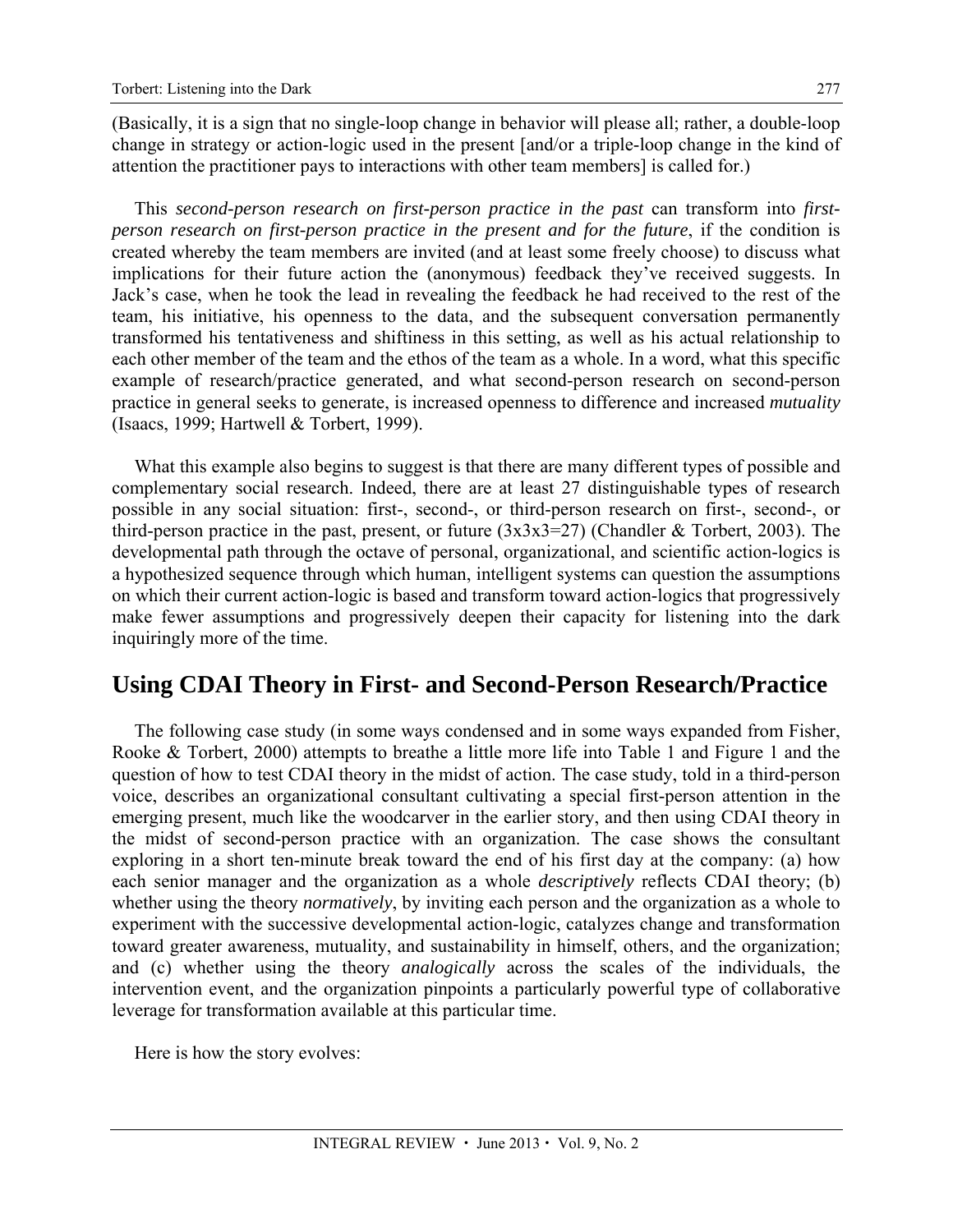(Basically, it is a sign that no single-loop change in behavior will please all; rather, a double-loop change in strategy or action-logic used in the present [and/or a triple-loop change in the kind of attention the practitioner pays to interactions with other team members] is called for.)

This *second-person research on first-person practice in the past* can transform into *first-person research on first-person practice in the present and for the future*, if the condition is created whereby the team members are invited (and at least some freely choose) to discuss what implications for their future action the (anonymous) feedback they've received suggests. In Jack's case, when he took the lead in revealing the feedback he had received to the rest of the team, his initiative, his openness to the data, and the subsequent conversation permanently transformed his tentativeness and shiftiness in this setting, as well as his actual relationship to each other member of the team and the ethos of the team as a whole. In a word, what this specific example of research/practice generated, and what second-person research on second-person practice in general seeks to generate, is increased openness to difference and increased *mutuality* (Isaacs, 1999; Hartwell & Torbert, 1999).

What this example also begins to suggest is that there are many different types of possible and complementary social research. Indeed, there are at least 27 distinguishable types of research possible in any social situation: first-, second-, or third-person research on first-, second-, or third-person practice in the past, present, or future (3x3x3=27) (Chandler & Torbert, 2003). The developmental path through the octave of personal, organizational, and scientific action-logics is a hypothesized sequence through which human, intelligent systems can question the assumptions on which their current action-logic is based and transform toward action-logics that progressively make fewer assumptions and progressively deepen their capacity for listening into the dark inquiringly more of the time.

## Using CDAI Theory in First- and Second-Person Research/Practice

The following case study (in some ways condensed and in some ways expanded from Fisher, Rooke & Torbert, 2000) attempts to breathe a little more life into Table 1 and Figure 1 and the question of how to test CDAI theory in the midst of action. The case study, told in a third-person voice, describes an organizational consultant cultivating a special first-person attention in the emerging present, much like the woodcarver in the earlier story, and then using CDAI theory in the midst of second-person practice with an organization. The case shows the consultant exploring in a short ten-minute break toward the end of his first day at the company: (a) how each senior manager and the organization as a whole *descriptively* reflects CDAI theory; (b) whether using the theory *normatively*, by inviting each person and the organization as a whole to experiment with the successive developmental action-logic, catalyzes change and transformation toward greater awareness, mutuality, and sustainability in himself, others, and the organization; and (c) whether using the theory *analogically* across the scales of the individuals, the intervention event, and the organization pinpoints a particularly powerful type of collaborative leverage for transformation available at this particular time.

Here is how the story evolves: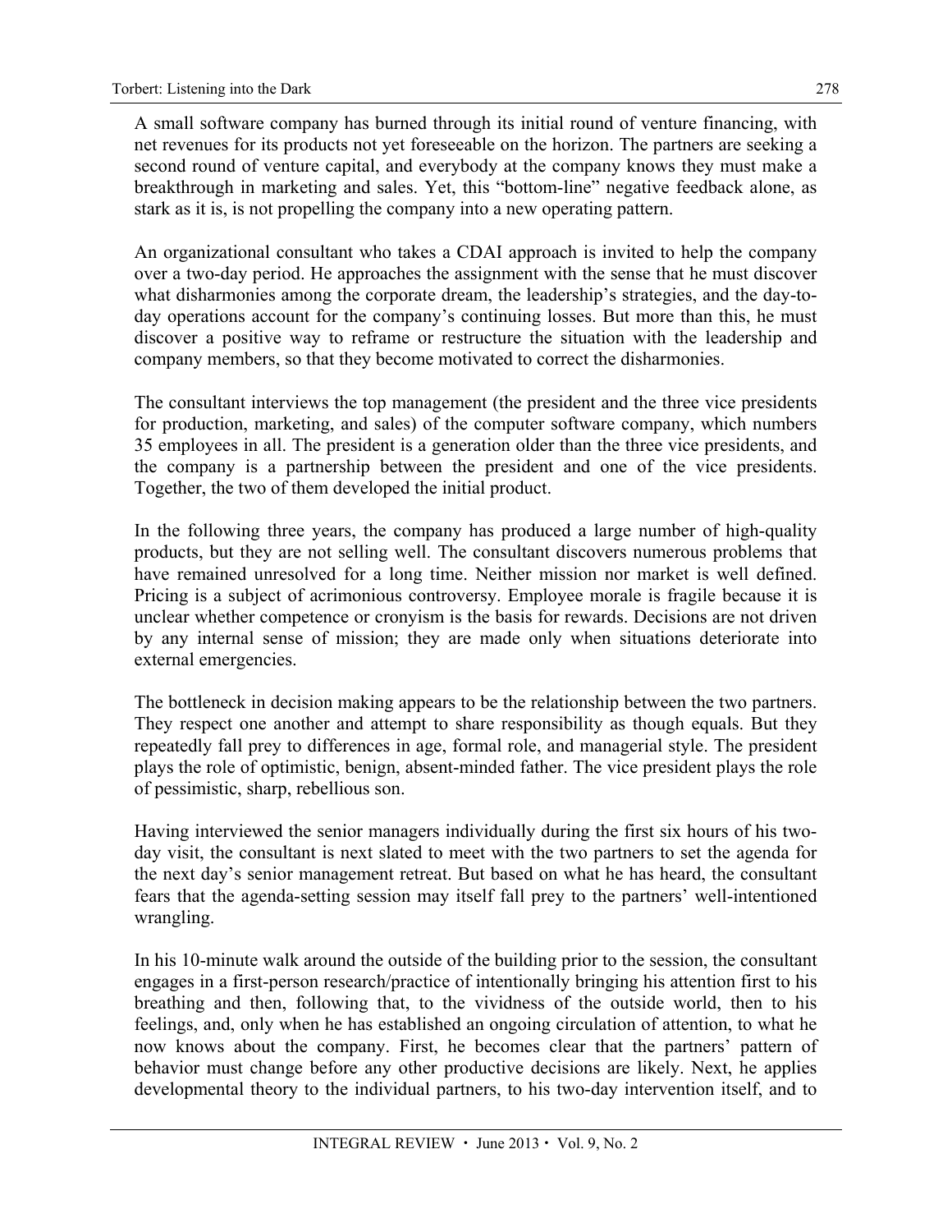A small software company has burned through its initial round of venture financing, with net revenues for its products not yet foreseeable on the horizon. The partners are seeking a second round of venture capital, and everybody at the company knows they must make a breakthrough in marketing and sales. Yet, this "bottom-line" negative feedback alone, as stark as it is, is not propelling the company into a new operating pattern.

An organizational consultant who takes a CDAI approach is invited to help the company over a two-day period. He approaches the assignment with the sense that he must discover what disharmonies among the corporate dream, the leadership's strategies, and the day-to-day operations account for the company's continuing losses. But more than this, he must discover a positive way to reframe or restructure the situation with the leadership and company members, so that they become motivated to correct the disharmonies.

The consultant interviews the top management (the president and the three vice presidents for production, marketing, and sales) of the computer software company, which numbers 35 employees in all. The president is a generation older than the three vice presidents, and the company is a partnership between the president and one of the vice presidents. Together, the two of them developed the initial product.

In the following three years, the company has produced a large number of high-quality products, but they are not selling well. The consultant discovers numerous problems that have remained unresolved for a long time. Neither mission nor market is well defined. Pricing is a subject of acrimonious controversy. Employee morale is fragile because it is unclear whether competence or cronyism is the basis for rewards. Decisions are not driven by any internal sense of mission; they are made only when situations deteriorate into external emergencies.

The bottleneck in decision making appears to be the relationship between the two partners. They respect one another and attempt to share responsibility as though equals. But they repeatedly fall prey to differences in age, formal role, and managerial style. The president plays the role of optimistic, benign, absent-minded father. The vice president plays the role of pessimistic, sharp, rebellious son.

Having interviewed the senior managers individually during the first six hours of his two-day visit, the consultant is next slated to meet with the two partners to set the agenda for the next day's senior management retreat. But based on what he has heard, the consultant fears that the agenda-setting session may itself fall prey to the partners' well-intentioned wrangling.

In his 10-minute walk around the outside of the building prior to the session, the consultant engages in a first-person research/practice of intentionally bringing his attention first to his breathing and then, following that, to the vividness of the outside world, then to his feelings, and, only when he has established an ongoing circulation of attention, to what he now knows about the company. First, he becomes clear that the partners' pattern of behavior must change before any other productive decisions are likely. Next, he applies developmental theory to the individual partners, to his two-day intervention itself, and to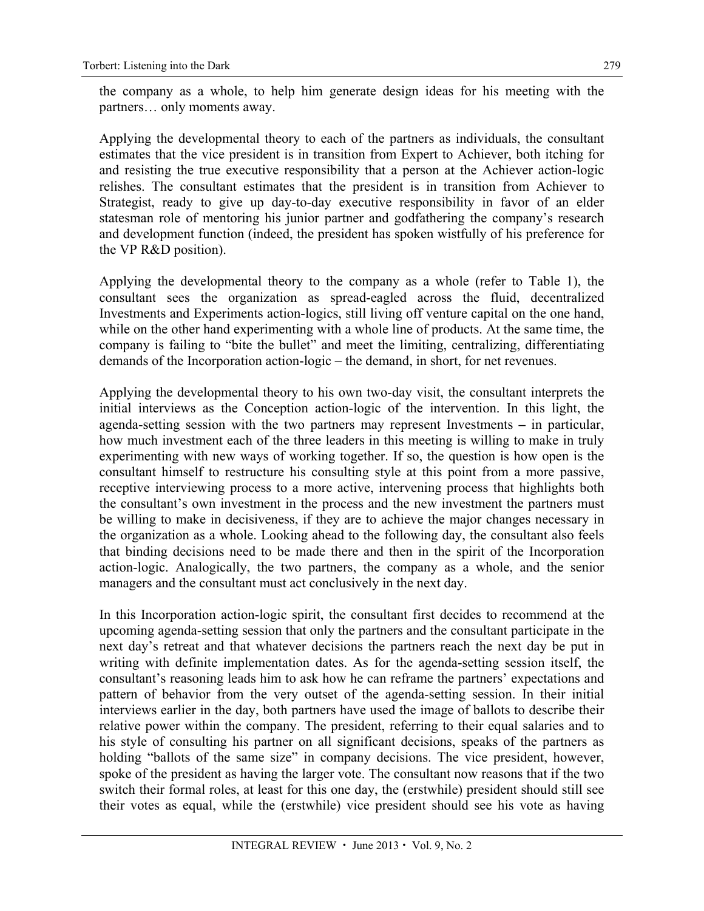the company as a whole, to help him generate design ideas for his meeting with the partners… only moments away.

Applying the developmental theory to each of the partners as individuals, the consultant estimates that the vice president is in transition from Expert to Achiever, both itching for and resisting the true executive responsibility that a person at the Achiever action-logic relishes. The consultant estimates that the president is in transition from Achiever to Strategist, ready to give up day-to-day executive responsibility in favor of an elder statesman role of mentoring his junior partner and godfathering the company's research and development function (indeed, the president has spoken wistfully of his preference for the VP R&D position).

Applying the developmental theory to the company as a whole (refer to Table 1), the consultant sees the organization as spread-eagled across the fluid, decentralized Investments and Experiments action-logics, still living off venture capital on the one hand, while on the other hand experimenting with a whole line of products. At the same time, the company is failing to "bite the bullet" and meet the limiting, centralizing, differentiating demands of the Incorporation action-logic – the demand, in short, for net revenues.

Applying the developmental theory to his own two-day visit, the consultant interprets the initial interviews as the Conception action-logic of the intervention. In this light, the agenda-setting session with the two partners may represent Investments – in particular, how much investment each of the three leaders in this meeting is willing to make in truly experimenting with new ways of working together. If so, the question is how open is the consultant himself to restructure his consulting style at this point from a more passive, receptive interviewing process to a more active, intervening process that highlights both the consultant's own investment in the process and the new investment the partners must be willing to make in decisiveness, if they are to achieve the major changes necessary in the organization as a whole. Looking ahead to the following day, the consultant also feels that binding decisions need to be made there and then in the spirit of the Incorporation action-logic. Analogically, the two partners, the company as a whole, and the senior managers and the consultant must act conclusively in the next day.

In this Incorporation action-logic spirit, the consultant first decides to recommend at the upcoming agenda-setting session that only the partners and the consultant participate in the next day's retreat and that whatever decisions the partners reach the next day be put in writing with definite implementation dates. As for the agenda-setting session itself, the consultant's reasoning leads him to ask how he can reframe the partners' expectations and pattern of behavior from the very outset of the agenda-setting session. In their initial interviews earlier in the day, both partners have used the image of ballots to describe their relative power within the company. The president, referring to their equal salaries and to his style of consulting his partner on all significant decisions, speaks of the partners as holding "ballots of the same size" in company decisions. The vice president, however, spoke of the president as having the larger vote. The consultant now reasons that if the two switch their formal roles, at least for this one day, the (erstwhile) president should still see their votes as equal, while the (erstwhile) vice president should see his vote as having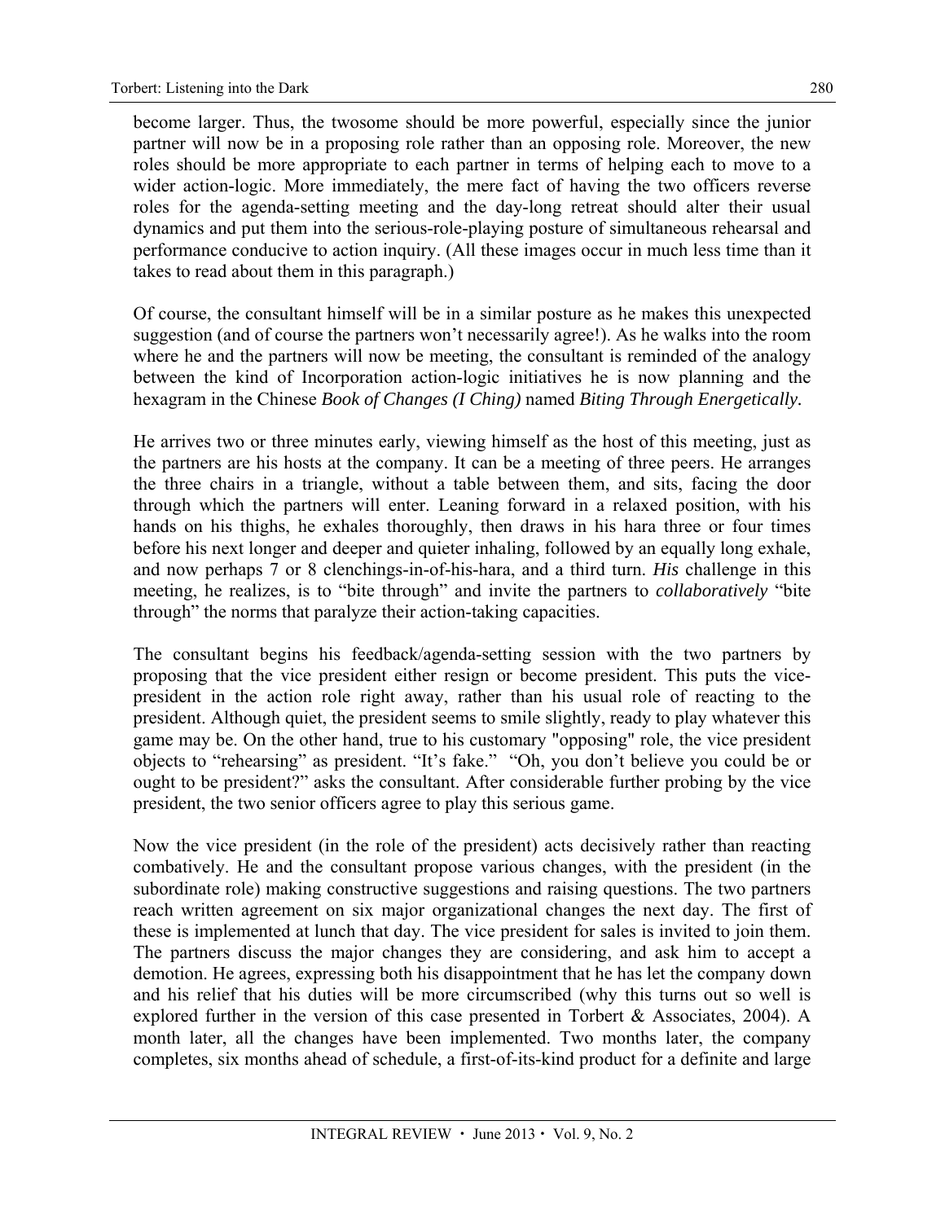become larger. Thus, the twosome should be more powerful, especially since the junior partner will now be in a proposing role rather than an opposing role. Moreover, the new roles should be more appropriate to each partner in terms of helping each to move to a wider action-logic. More immediately, the mere fact of having the two officers reverse roles for the agenda-setting meeting and the day-long retreat should alter their usual dynamics and put them into the serious-role-playing posture of simultaneous rehearsal and performance conducive to action inquiry. (All these images occur in much less time than it takes to read about them in this paragraph.)

Of course, the consultant himself will be in a similar posture as he makes this unexpected suggestion (and of course the partners won't necessarily agree!). As he walks into the room where he and the partners will now be meeting, the consultant is reminded of the analogy between the kind of Incorporation action-logic initiatives he is now planning and the hexagram in the Chinese *Book of Changes (I Ching)* named *Biting Through Energetically.*

He arrives two or three minutes early, viewing himself as the host of this meeting, just as the partners are his hosts at the company. It can be a meeting of three peers. He arranges the three chairs in a triangle, without a table between them, and sits, facing the door through which the partners will enter. Leaning forward in a relaxed position, with his hands on his thighs, he exhales thoroughly, then draws in his hara three or four times before his next longer and deeper and quieter inhaling, followed by an equally long exhale, and now perhaps 7 or 8 clenchings-in-of-his-hara, and a third turn. *His* challenge in this meeting, he realizes, is to "bite through" and invite the partners to *collaboratively* "bite through" the norms that paralyze their action-taking capacities.

The consultant begins his feedback/agenda-setting session with the two partners by proposing that the vice president either resign or become president. This puts the vice-president in the action role right away, rather than his usual role of reacting to the president. Although quiet, the president seems to smile slightly, ready to play whatever this game may be. On the other hand, true to his customary "opposing" role, the vice president objects to "rehearsing" as president. "It's fake." "Oh, you don't believe you could be or ought to be president?" asks the consultant. After considerable further probing by the vice president, the two senior officers agree to play this serious game.

Now the vice president (in the role of the president) acts decisively rather than reacting combatively. He and the consultant propose various changes, with the president (in the subordinate role) making constructive suggestions and raising questions. The two partners reach written agreement on six major organizational changes the next day. The first of these is implemented at lunch that day. The vice president for sales is invited to join them. The partners discuss the major changes they are considering, and ask him to accept a demotion. He agrees, expressing both his disappointment that he has let the company down and his relief that his duties will be more circumscribed (why this turns out so well is explored further in the version of this case presented in Torbert & Associates, 2004). A month later, all the changes have been implemented. Two months later, the company completes, six months ahead of schedule, a first-of-its-kind product for a definite and large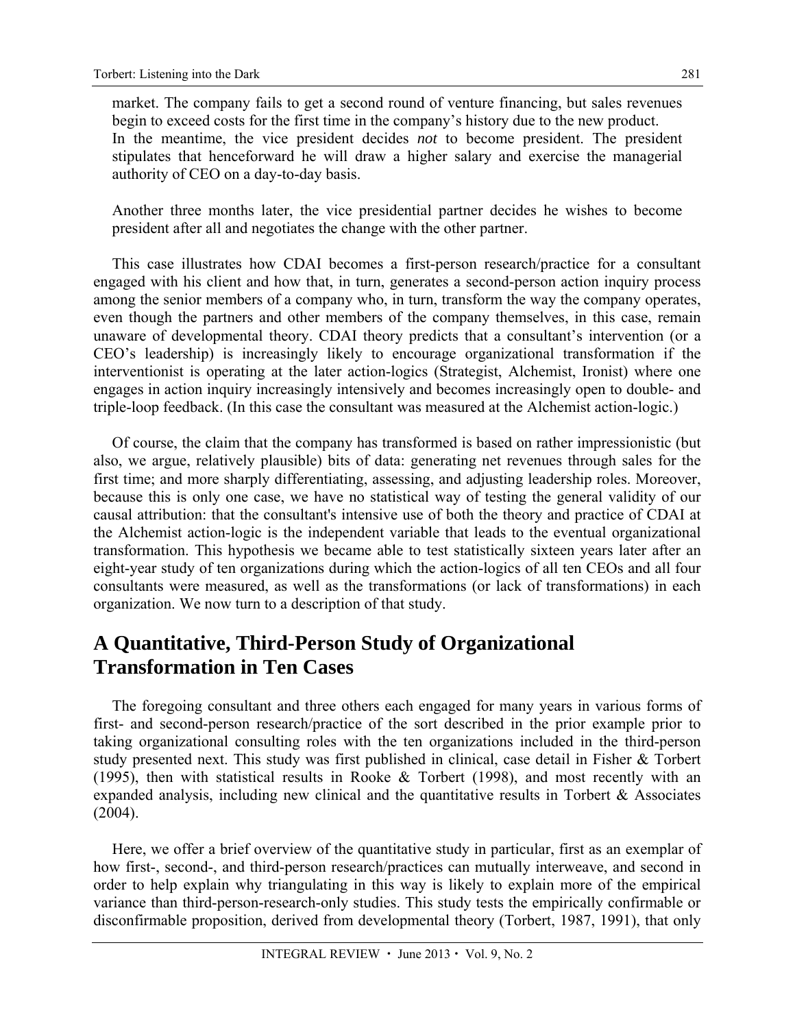market. The company fails to get a second round of venture financing, but sales revenues begin to exceed costs for the first time in the company's history due to the new product. In the meantime, the vice president decides *not* to become president. The president stipulates that henceforward he will draw a higher salary and exercise the managerial authority of CEO on a day-to-day basis.

Another three months later, the vice presidential partner decides he wishes to become president after all and negotiates the change with the other partner.

This case illustrates how CDAI becomes a first-person research/practice for a consultant engaged with his client and how that, in turn, generates a second-person action inquiry process among the senior members of a company who, in turn, transform the way the company operates, even though the partners and other members of the company themselves, in this case, remain unaware of developmental theory. CDAI theory predicts that a consultant's intervention (or a CEO's leadership) is increasingly likely to encourage organizational transformation if the interventionist is operating at the later action-logics (Strategist, Alchemist, Ironist) where one engages in action inquiry increasingly intensively and becomes increasingly open to double- and triple-loop feedback. (In this case the consultant was measured at the Alchemist action-logic.)

Of course, the claim that the company has transformed is based on rather impressionistic (but also, we argue, relatively plausible) bits of data: generating net revenues through sales for the first time; and more sharply differentiating, assessing, and adjusting leadership roles. Moreover, because this is only one case, we have no statistical way of testing the general validity of our causal attribution: that the consultant's intensive use of both the theory and practice of CDAI at the Alchemist action-logic is the independent variable that leads to the eventual organizational transformation. This hypothesis we became able to test statistically sixteen years later after an eight-year study of ten organizations during which the action-logics of all ten CEOs and all four consultants were measured, as well as the transformations (or lack of transformations) in each organization. We now turn to a description of that study.

## A Quantitative, Third-Person Study of Organizational Transformation in Ten Cases

The foregoing consultant and three others each engaged for many years in various forms of first- and second-person research/practice of the sort described in the prior example prior to taking organizational consulting roles with the ten organizations included in the third-person study presented next. This study was first published in clinical, case detail in Fisher & Torbert (1995), then with statistical results in Rooke & Torbert (1998), and most recently with an expanded analysis, including new clinical and the quantitative results in Torbert & Associates (2004).

Here, we offer a brief overview of the quantitative study in particular, first as an exemplar of how first-, second-, and third-person research/practices can mutually interweave, and second in order to help explain why triangulating in this way is likely to explain more of the empirical variance than third-person-research-only studies. This study tests the empirically confirmable or disconfirmable proposition, derived from developmental theory (Torbert, 1987, 1991), that only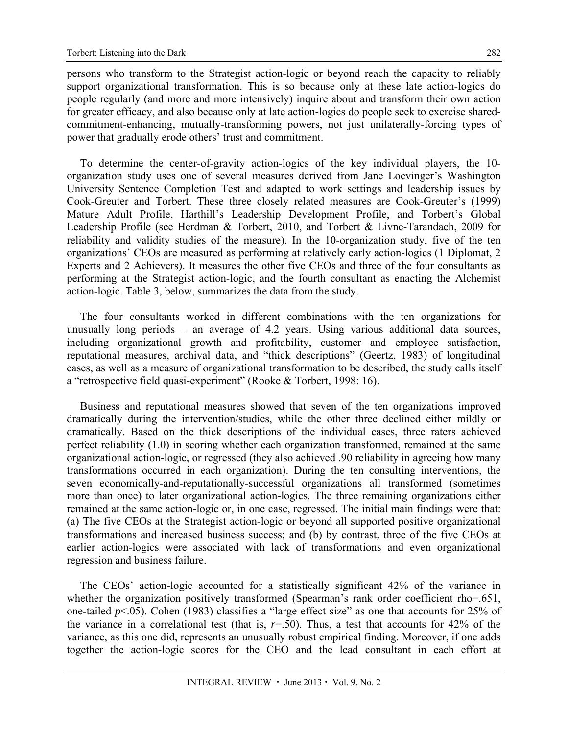persons who transform to the Strategist action-logic or beyond reach the capacity to reliably support organizational transformation. This is so because only at these late action-logics do people regularly (and more and more intensively) inquire about and transform their own action for greater efficacy, and also because only at late action-logics do people seek to exercise shared-commitment-enhancing, mutually-transforming powers, not just unilaterally-forcing types of power that gradually erode others' trust and commitment.

To determine the center-of-gravity action-logics of the key individual players, the 10-organization study uses one of several measures derived from Jane Loevinger's Washington University Sentence Completion Test and adapted to work settings and leadership issues by Cook-Greuter and Torbert. These three closely related measures are Cook-Greuter's (1999) Mature Adult Profile, Harthill's Leadership Development Profile, and Torbert's Global Leadership Profile (see Herdman & Torbert, 2010, and Torbert & Livne-Tarandach, 2009 for reliability and validity studies of the measure). In the 10-organization study, five of the ten organizations' CEOs are measured as performing at relatively early action-logics (1 Diplomat, 2 Experts and 2 Achievers). It measures the other five CEOs and three of the four consultants as performing at the Strategist action-logic, and the fourth consultant as enacting the Alchemist action-logic. Table 3, below, summarizes the data from the study.

The four consultants worked in different combinations with the ten organizations for unusually long periods – an average of 4.2 years. Using various additional data sources, including organizational growth and profitability, customer and employee satisfaction, reputational measures, archival data, and "thick descriptions" (Geertz, 1983) of longitudinal cases, as well as a measure of organizational transformation to be described, the study calls itself a "retrospective field quasi-experiment" (Rooke & Torbert, 1998: 16).

Business and reputational measures showed that seven of the ten organizations improved dramatically during the intervention/studies, while the other three declined either mildly or dramatically. Based on the thick descriptions of the individual cases, three raters achieved perfect reliability (1.0) in scoring whether each organization transformed, remained at the same organizational action-logic, or regressed (they also achieved .90 reliability in agreeing how many transformations occurred in each organization). During the ten consulting interventions, the seven economically-and-reputationally-successful organizations all transformed (sometimes more than once) to later organizational action-logics. The three remaining organizations either remained at the same action-logic or, in one case, regressed. The initial main findings were that: (a) The five CEOs at the Strategist action-logic or beyond all supported positive organizational transformations and increased business success; and (b) by contrast, three of the five CEOs at earlier action-logics were associated with lack of transformations and even organizational regression and business failure.

The CEOs' action-logic accounted for a statistically significant 42% of the variance in whether the organization positively transformed (Spearman's rank order coefficient rho=.651, one-tailed $p<.05$). Cohen (1983) classifies a "large effect size" as one that accounts for 25% of the variance in a correlational test (that is, $r=.50$). Thus, a test that accounts for 42% of the variance, as this one did, represents an unusually robust empirical finding. Moreover, if one adds together the action-logic scores for the CEO and the lead consultant in each effort at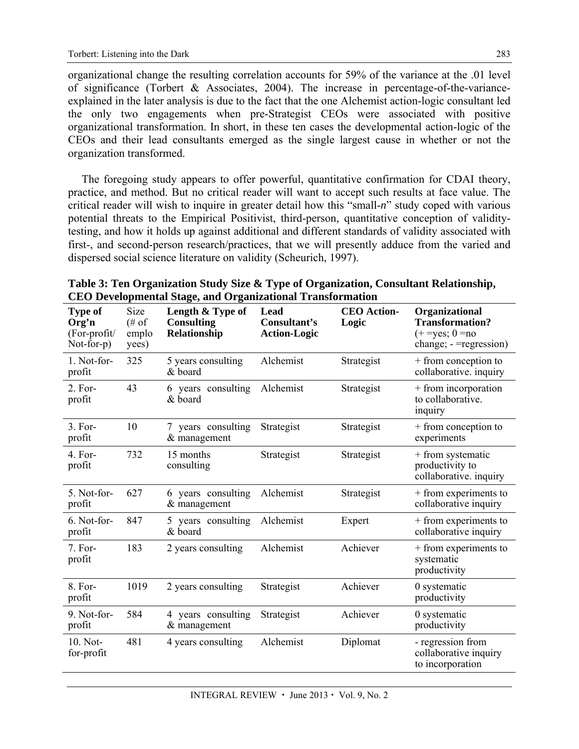organizational change the resulting correlation accounts for 59% of the variance at the .01 level of significance (Torbert & Associates, 2004). The increase in percentage-of-the-variance-explained in the later analysis is due to the fact that the one Alchemist action-logic consultant led the only two engagements when pre-Strategist CEOs were associated with positive organizational transformation. In short, in these ten cases the developmental action-logic of the CEOs and their lead consultants emerged as the single largest cause in whether or not the organization transformed.

The foregoing study appears to offer powerful, quantitative confirmation for CDAI theory, practice, and method. But no critical reader will want to accept such results at face value. The critical reader will wish to inquire in greater detail how this "small-*n*" study coped with various potential threats to the Empirical Positivist, third-person, quantitative conception of validity-testing, and how it holds up against additional and different standards of validity associated with first-, and second-person research/practices, that we will presently adduce from the varied and dispersed social science literature on validity (Scheurich, 1997).

**Table 3: Ten Organization Study Size & Type of Organization, Consultant Relationship, CEO Developmental Stage, and Organizational Transformation**

| **Type of Org'n** (For-profit/ Not-for-p) | Size (# of employees) | **Length & Type of Consulting Relationship** | **Lead Consultant's Action-Logic** | **CEO Action-Logic** | **Organizational Transformation?** (+ =yes; 0 =no change; - =regression) |
|---|---|---|---|---|---|
| 1. Not-for-profit | 325 | 5 years consulting & board | Alchemist | Strategist | + from conception to collaborative. inquiry |
| 2. For-profit | 43 | 6 years consulting & board | Alchemist | Strategist | + from incorporation to collaborative. inquiry |
| 3. For-profit | 10 | 7 years consulting & management | Strategist | Strategist | + from conception to experiments |
| 4. For-profit | 732 | 15 months consulting | Strategist | Strategist | + from systematic productivity to collaborative. inquiry |
| 5. Not-for-profit | 627 | 6 years consulting & management | Alchemist | Strategist | + from experiments to collaborative inquiry |
| 6. Not-for-profit | 847 | 5 years consulting & board | Alchemist | Expert | + from experiments to collaborative inquiry |
| 7. For-profit | 183 | 2 years consulting | Alchemist | Achiever | + from experiments to systematic productivity |
| 8. For-profit | 1019 | 2 years consulting | Strategist | Achiever | 0 systematic productivity |
| 9. Not-for-profit | 584 | 4 years consulting & management | Strategist | Achiever | 0 systematic productivity |
| 10. Not-for-profit | 481 | 4 years consulting | Alchemist | Diplomat | - regression from collaborative inquiry to incorporation |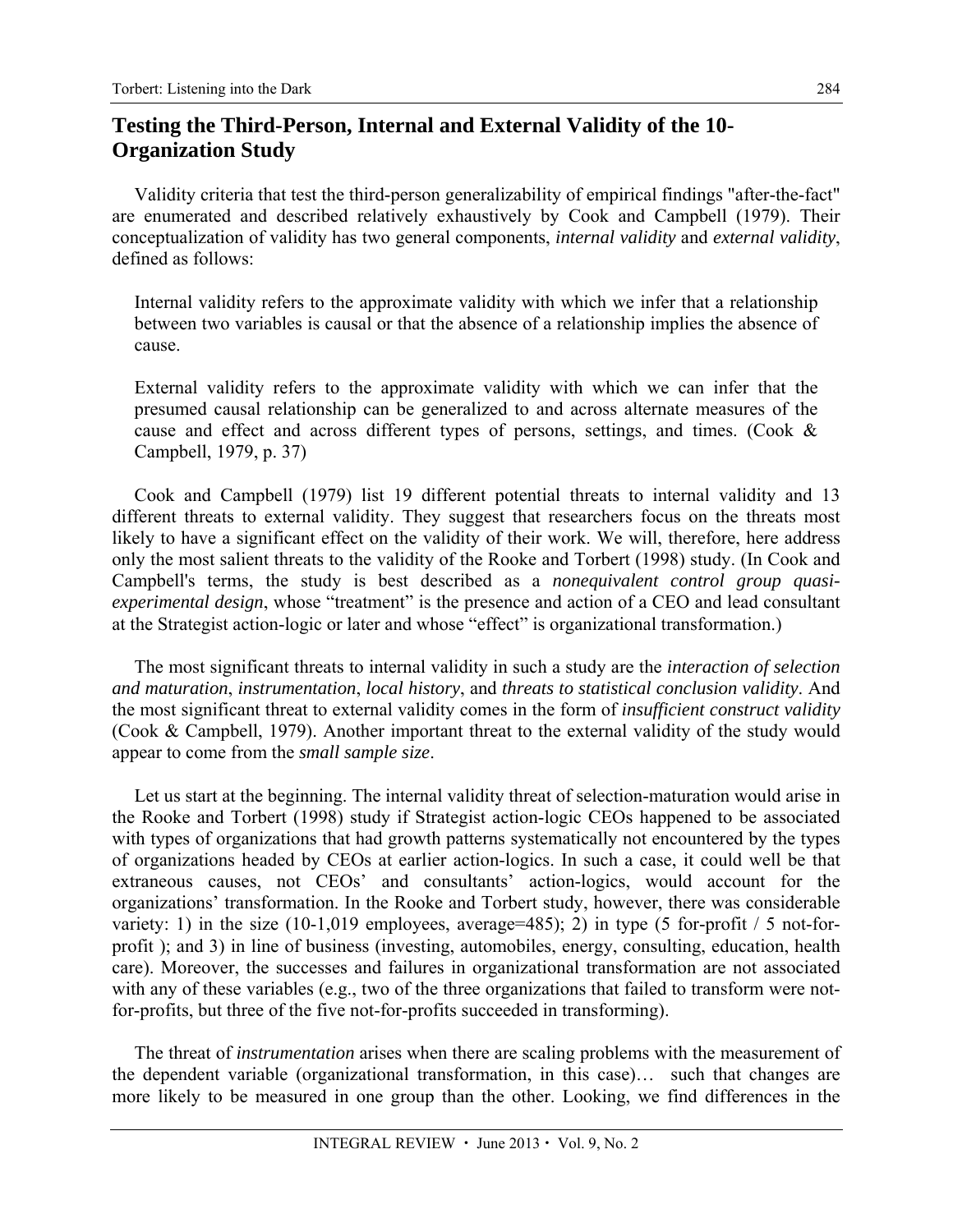## Testing the Third-Person, Internal and External Validity of the 10-Organization Study

Validity criteria that test the third-person generalizability of empirical findings "after-the-fact" are enumerated and described relatively exhaustively by Cook and Campbell (1979). Their conceptualization of validity has two general components, *internal validity* and *external validity*, defined as follows:

> Internal validity refers to the approximate validity with which we infer that a relationship between two variables is causal or that the absence of a relationship implies the absence of cause.
>
> External validity refers to the approximate validity with which we can infer that the presumed causal relationship can be generalized to and across alternate measures of the cause and effect and across different types of persons, settings, and times. (Cook & Campbell, 1979, p. 37)

Cook and Campbell (1979) list 19 different potential threats to internal validity and 13 different threats to external validity. They suggest that researchers focus on the threats most likely to have a significant effect on the validity of their work. We will, therefore, here address only the most salient threats to the validity of the Rooke and Torbert (1998) study. (In Cook and Campbell's terms, the study is best described as a *nonequivalent control group quasi-experimental design*, whose "treatment" is the presence and action of a CEO and lead consultant at the Strategist action-logic or later and whose "effect" is organizational transformation.)

The most significant threats to internal validity in such a study are the *interaction of selection and maturation*, *instrumentation*, *local history*, and *threats to statistical conclusion validity*. And the most significant threat to external validity comes in the form of *insufficient construct validity* (Cook & Campbell, 1979). Another important threat to the external validity of the study would appear to come from the *small sample size*.

Let us start at the beginning. The internal validity threat of selection-maturation would arise in the Rooke and Torbert (1998) study if Strategist action-logic CEOs happened to be associated with types of organizations that had growth patterns systematically not encountered by the types of organizations headed by CEOs at earlier action-logics. In such a case, it could well be that extraneous causes, not CEOs' and consultants' action-logics, would account for the organizations' transformation. In the Rooke and Torbert study, however, there was considerable variety: 1) in the size (10-1,019 employees, average=485); 2) in type (5 for-profit / 5 not-for-profit ); and 3) in line of business (investing, automobiles, energy, consulting, education, health care). Moreover, the successes and failures in organizational transformation are not associated with any of these variables (e.g., two of the three organizations that failed to transform were not-for-profits, but three of the five not-for-profits succeeded in transforming).

The threat of *instrumentation* arises when there are scaling problems with the measurement of the dependent variable (organizational transformation, in this case)… such that changes are more likely to be measured in one group than the other. Looking, we find differences in the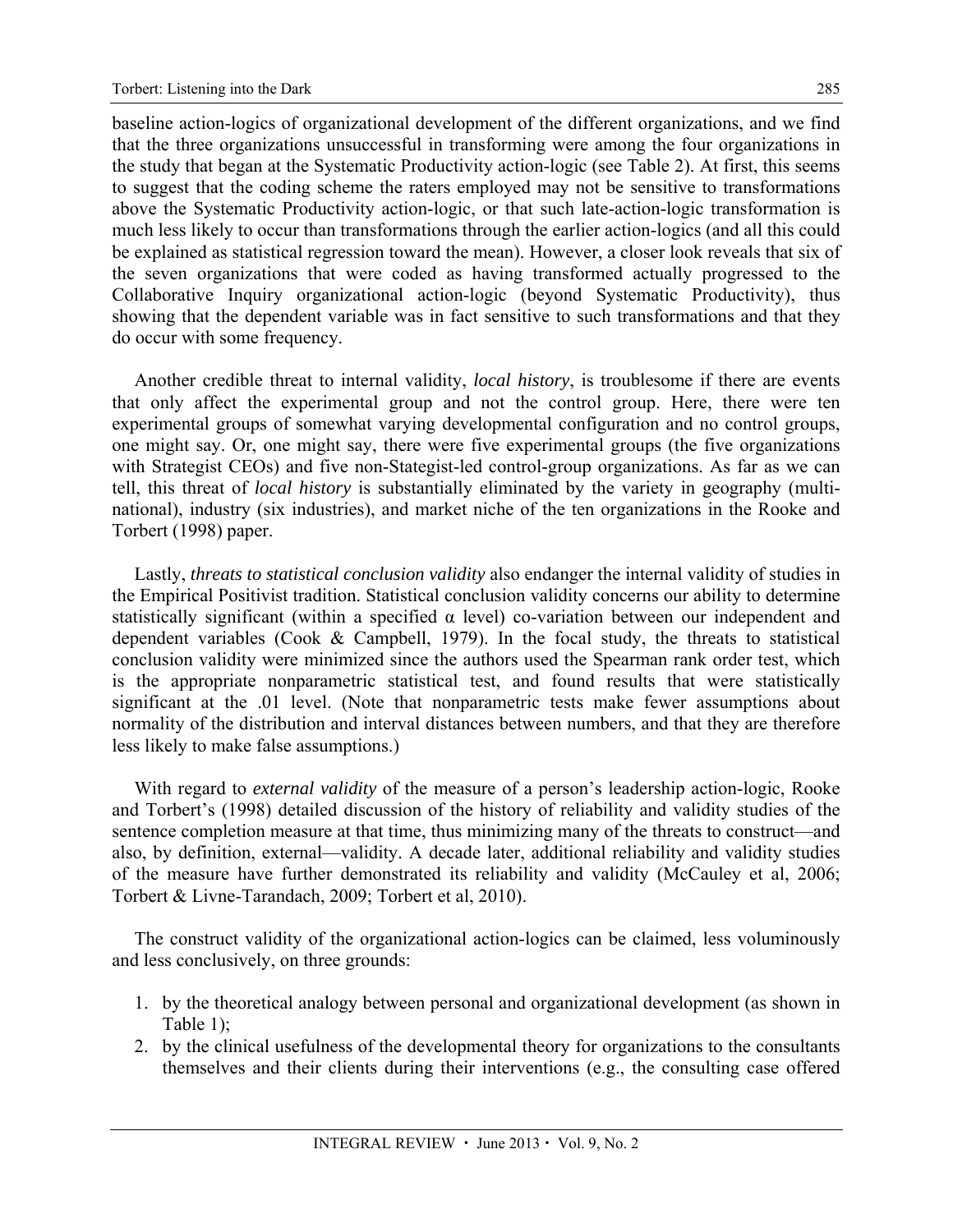baseline action-logics of organizational development of the different organizations, and we find that the three organizations unsuccessful in transforming were among the four organizations in the study that began at the Systematic Productivity action-logic (see Table 2). At first, this seems to suggest that the coding scheme the raters employed may not be sensitive to transformations above the Systematic Productivity action-logic, or that such late-action-logic transformation is much less likely to occur than transformations through the earlier action-logics (and all this could be explained as statistical regression toward the mean). However, a closer look reveals that six of the seven organizations that were coded as having transformed actually progressed to the Collaborative Inquiry organizational action-logic (beyond Systematic Productivity), thus showing that the dependent variable was in fact sensitive to such transformations and that they do occur with some frequency.

Another credible threat to internal validity, *local history*, is troublesome if there are events that only affect the experimental group and not the control group. Here, there were ten experimental groups of somewhat varying developmental configuration and no control groups, one might say. Or, one might say, there were five experimental groups (the five organizations with Strategist CEOs) and five non-Stategist-led control-group organizations. As far as we can tell, this threat of *local history* is substantially eliminated by the variety in geography (multi-national), industry (six industries), and market niche of the ten organizations in the Rooke and Torbert (1998) paper.

Lastly, *threats to statistical conclusion validity* also endanger the internal validity of studies in the Empirical Positivist tradition. Statistical conclusion validity concerns our ability to determine statistically significant (within a specified $\alpha$ level) co-variation between our independent and dependent variables (Cook & Campbell, 1979). In the focal study, the threats to statistical conclusion validity were minimized since the authors used the Spearman rank order test, which is the appropriate nonparametric statistical test, and found results that were statistically significant at the .01 level. (Note that nonparametric tests make fewer assumptions about normality of the distribution and interval distances between numbers, and that they are therefore less likely to make false assumptions.)

With regard to *external validity* of the measure of a person's leadership action-logic, Rooke and Torbert's (1998) detailed discussion of the history of reliability and validity studies of the sentence completion measure at that time, thus minimizing many of the threats to construct—and also, by definition, external—validity. A decade later, additional reliability and validity studies of the measure have further demonstrated its reliability and validity (McCauley et al, 2006; Torbert & Livne-Tarandach, 2009; Torbert et al, 2010).

The construct validity of the organizational action-logics can be claimed, less voluminously and less conclusively, on three grounds:

1. by the theoretical analogy between personal and organizational development (as shown in Table 1);
2. by the clinical usefulness of the developmental theory for organizations to the consultants themselves and their clients during their interventions (e.g., the consulting case offered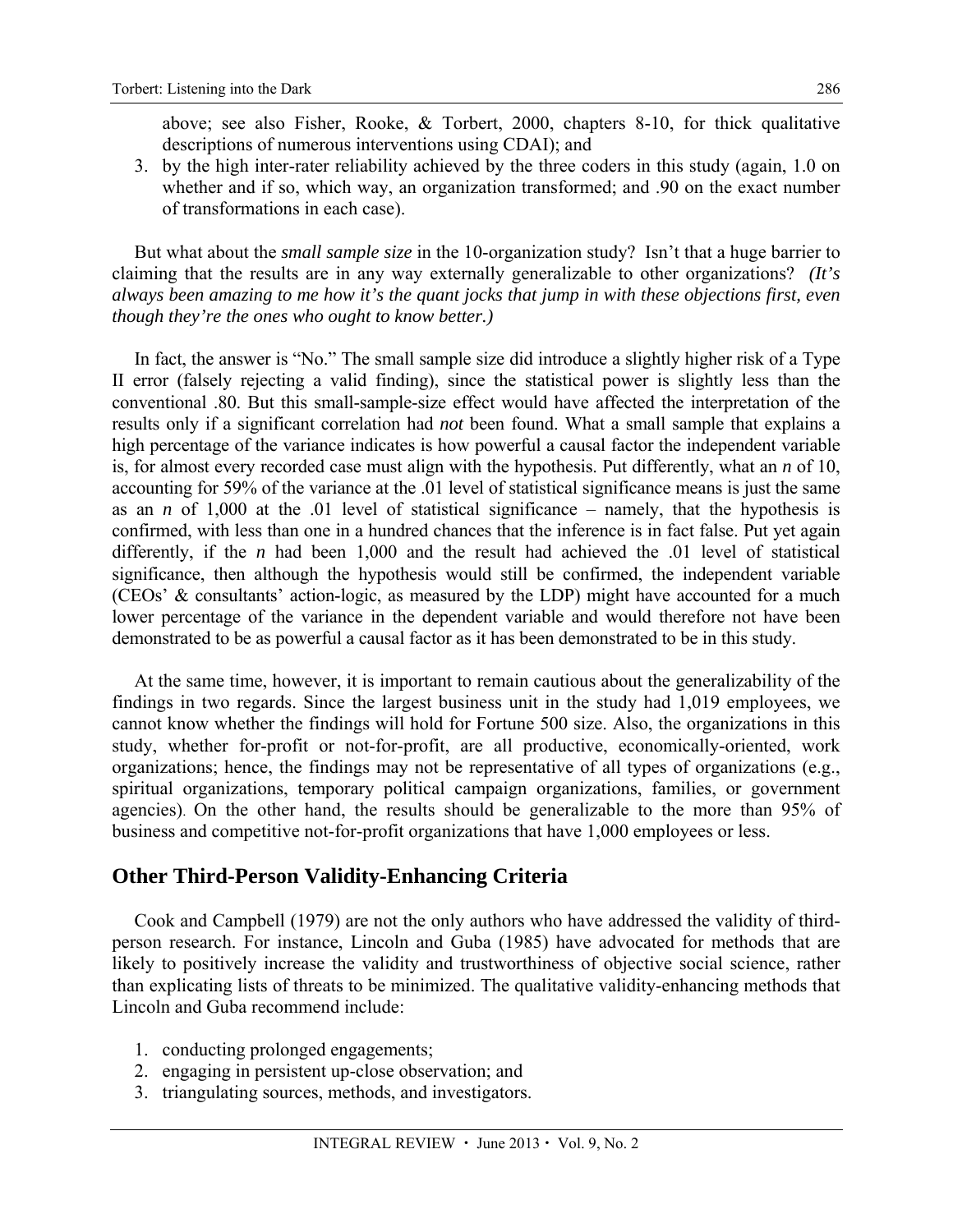above; see also Fisher, Rooke, & Torbert, 2000, chapters 8-10, for thick qualitative descriptions of numerous interventions using CDAI); and

3. by the high inter-rater reliability achieved by the three coders in this study (again, 1.0 on whether and if so, which way, an organization transformed; and .90 on the exact number of transformations in each case).

But what about the *small sample size* in the 10-organization study? Isn't that a huge barrier to claiming that the results are in any way externally generalizable to other organizations? *(It's always been amazing to me how it's the quant jocks that jump in with these objections first, even though they're the ones who ought to know better.)*

In fact, the answer is "No." The small sample size did introduce a slightly higher risk of a Type II error (falsely rejecting a valid finding), since the statistical power is slightly less than the conventional .80. But this small-sample-size effect would have affected the interpretation of the results only if a significant correlation had *not* been found. What a small sample that explains a high percentage of the variance indicates is how powerful a causal factor the independent variable is, for almost every recorded case must align with the hypothesis. Put differently, what an *n* of 10, accounting for 59% of the variance at the .01 level of statistical significance means is just the same as an *n* of 1,000 at the .01 level of statistical significance – namely, that the hypothesis is confirmed, with less than one in a hundred chances that the inference is in fact false. Put yet again differently, if the *n* had been 1,000 and the result had achieved the .01 level of statistical significance, then although the hypothesis would still be confirmed, the independent variable (CEOs' & consultants' action-logic, as measured by the LDP) might have accounted for a much lower percentage of the variance in the dependent variable and would therefore not have been demonstrated to be as powerful a causal factor as it has been demonstrated to be in this study.

At the same time, however, it is important to remain cautious about the generalizability of the findings in two regards. Since the largest business unit in the study had 1,019 employees, we cannot know whether the findings will hold for Fortune 500 size. Also, the organizations in this study, whether for-profit or not-for-profit, are all productive, economically-oriented, work organizations; hence, the findings may not be representative of all types of organizations (e.g., spiritual organizations, temporary political campaign organizations, families, or government agencies). On the other hand, the results should be generalizable to the more than 95% of business and competitive not-for-profit organizations that have 1,000 employees or less.

## Other Third-Person Validity-Enhancing Criteria

Cook and Campbell (1979) are not the only authors who have addressed the validity of third-person research. For instance, Lincoln and Guba (1985) have advocated for methods that are likely to positively increase the validity and trustworthiness of objective social science, rather than explicating lists of threats to be minimized. The qualitative validity-enhancing methods that Lincoln and Guba recommend include:

1. conducting prolonged engagements;
2. engaging in persistent up-close observation; and
3. triangulating sources, methods, and investigators.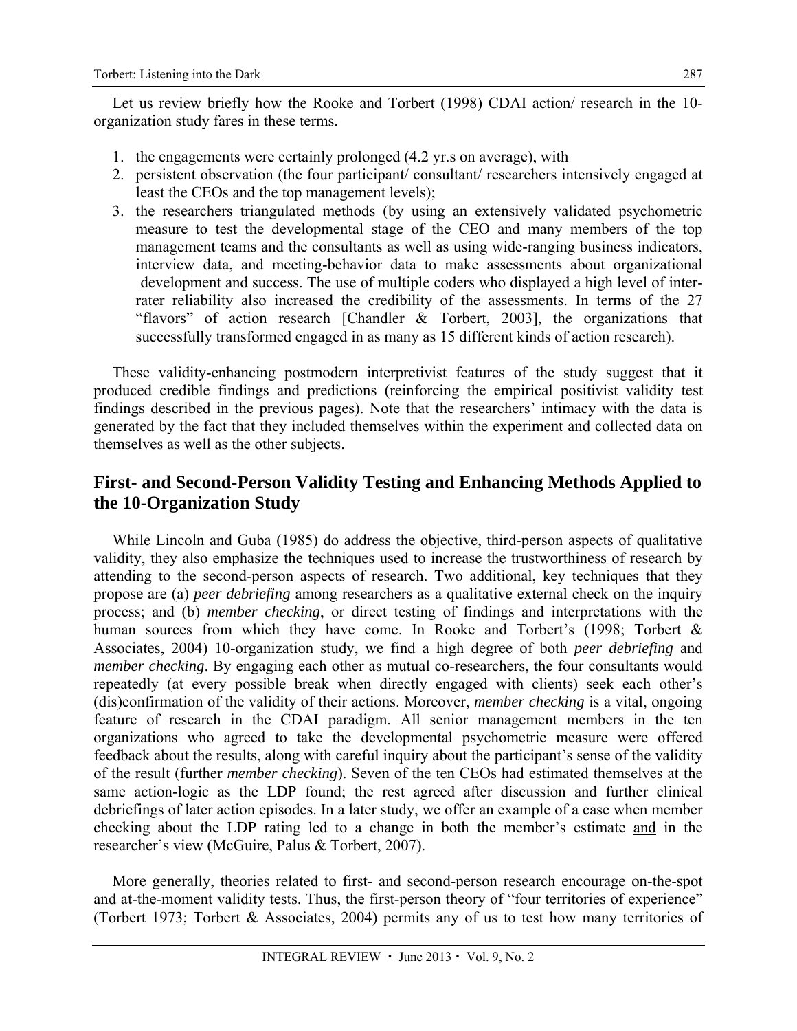Let us review briefly how the Rooke and Torbert (1998) CDAI action/ research in the 10-organization study fares in these terms.

1. the engagements were certainly prolonged (4.2 yr.s on average), with
2. persistent observation (the four participant/ consultant/ researchers intensively engaged at least the CEOs and the top management levels);
3. the researchers triangulated methods (by using an extensively validated psychometric measure to test the developmental stage of the CEO and many members of the top management teams and the consultants as well as using wide-ranging business indicators, interview data, and meeting-behavior data to make assessments about organizational development and success. The use of multiple coders who displayed a high level of inter-rater reliability also increased the credibility of the assessments. In terms of the 27 "flavors" of action research [Chandler & Torbert, 2003], the organizations that successfully transformed engaged in as many as 15 different kinds of action research).

These validity-enhancing postmodern interpretivist features of the study suggest that it produced credible findings and predictions (reinforcing the empirical positivist validity test findings described in the previous pages). Note that the researchers' intimacy with the data is generated by the fact that they included themselves within the experiment and collected data on themselves as well as the other subjects.

## First- and Second-Person Validity Testing and Enhancing Methods Applied to the 10-Organization Study

While Lincoln and Guba (1985) do address the objective, third-person aspects of qualitative validity, they also emphasize the techniques used to increase the trustworthiness of research by attending to the second-person aspects of research. Two additional, key techniques that they propose are (a) *peer debriefing* among researchers as a qualitative external check on the inquiry process; and (b) *member checking*, or direct testing of findings and interpretations with the human sources from which they have come. In Rooke and Torbert's (1998; Torbert & Associates, 2004) 10-organization study, we find a high degree of both *peer debriefing* and *member checking*. By engaging each other as mutual co-researchers, the four consultants would repeatedly (at every possible break when directly engaged with clients) seek each other's (dis)confirmation of the validity of their actions. Moreover, *member checking* is a vital, ongoing feature of research in the CDAI paradigm. All senior management members in the ten organizations who agreed to take the developmental psychometric measure were offered feedback about the results, along with careful inquiry about the participant's sense of the validity of the result (further *member checking*). Seven of the ten CEOs had estimated themselves at the same action-logic as the LDP found; the rest agreed after discussion and further clinical debriefings of later action episodes. In a later study, we offer an example of a case when member checking about the LDP rating led to a change in both the member's estimate <u>and</u> in the researcher's view (McGuire, Palus & Torbert, 2007).

More generally, theories related to first- and second-person research encourage on-the-spot and at-the-moment validity tests. Thus, the first-person theory of "four territories of experience" (Torbert 1973; Torbert & Associates, 2004) permits any of us to test how many territories of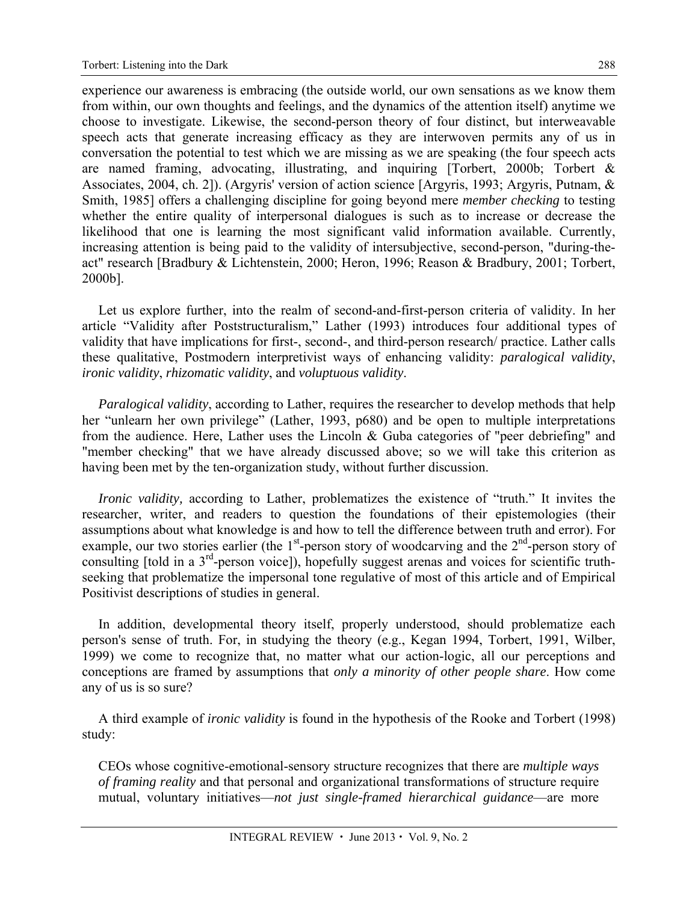experience our awareness is embracing (the outside world, our own sensations as we know them from within, our own thoughts and feelings, and the dynamics of the attention itself) anytime we choose to investigate. Likewise, the second-person theory of four distinct, but interweavable speech acts that generate increasing efficacy as they are interwoven permits any of us in conversation the potential to test which we are missing as we are speaking (the four speech acts are named framing, advocating, illustrating, and inquiring [Torbert, 2000b; Torbert & Associates, 2004, ch. 2]). (Argyris' version of action science [Argyris, 1993; Argyris, Putnam, & Smith, 1985] offers a challenging discipline for going beyond mere *member checking* to testing whether the entire quality of interpersonal dialogues is such as to increase or decrease the likelihood that one is learning the most significant valid information available. Currently, increasing attention is being paid to the validity of intersubjective, second-person, "during-the-act" research [Bradbury & Lichtenstein, 2000; Heron, 1996; Reason & Bradbury, 2001; Torbert, 2000b].

Let us explore further, into the realm of second-and-first-person criteria of validity. In her article "Validity after Poststructuralism," Lather (1993) introduces four additional types of validity that have implications for first-, second-, and third-person research/ practice. Lather calls these qualitative, Postmodern interpretivist ways of enhancing validity: *paralogical validity*, *ironic validity*, *rhizomatic validity*, and *voluptuous validity*.

*Paralogical validity*, according to Lather, requires the researcher to develop methods that help her "unlearn her own privilege" (Lather, 1993, p680) and be open to multiple interpretations from the audience. Here, Lather uses the Lincoln & Guba categories of "peer debriefing" and "member checking" that we have already discussed above; so we will take this criterion as having been met by the ten-organization study, without further discussion.

*Ironic validity,* according to Lather, problematizes the existence of "truth." It invites the researcher, writer, and readers to question the foundations of their epistemologies (their assumptions about what knowledge is and how to tell the difference between truth and error). For example, our two stories earlier (the 1st-person story of woodcarving and the 2nd-person story of consulting [told in a 3rd-person voice]), hopefully suggest arenas and voices for scientific truth-seeking that problematize the impersonal tone regulative of most of this article and of Empirical Positivist descriptions of studies in general.

In addition, developmental theory itself, properly understood, should problematize each person's sense of truth. For, in studying the theory (e.g., Kegan 1994, Torbert, 1991, Wilber, 1999) we come to recognize that, no matter what our action-logic, all our perceptions and conceptions are framed by assumptions that *only a minority of other people share*. How come any of us is so sure?

A third example of *ironic validity* is found in the hypothesis of the Rooke and Torbert (1998) study:

> CEOs whose cognitive-emotional-sensory structure recognizes that there are *multiple ways of framing reality* and that personal and organizational transformations of structure require mutual, voluntary initiatives—*not just single-framed hierarchical guidance*—are more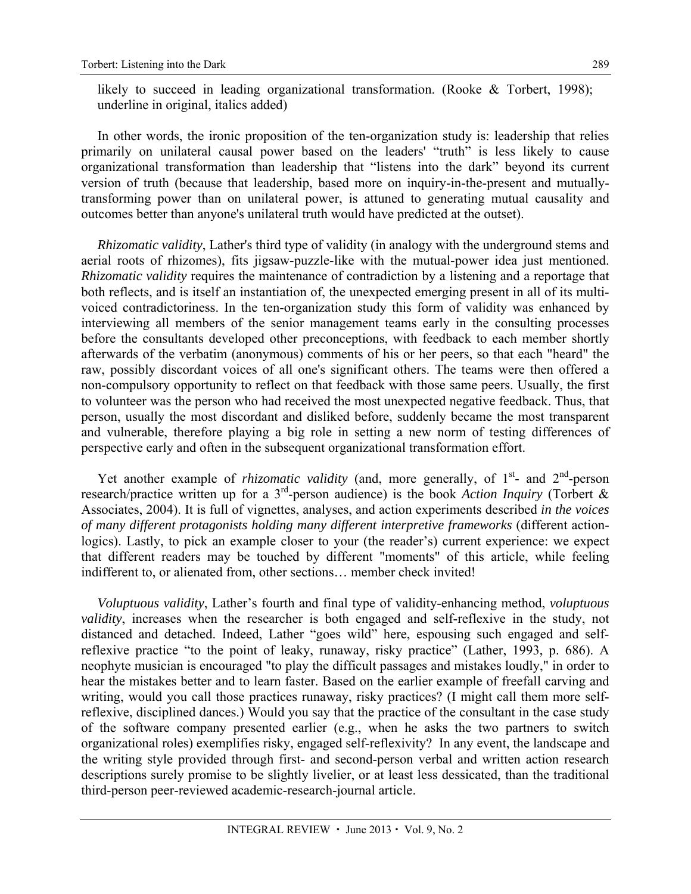likely to succeed in leading organizational transformation. (Rooke & Torbert, 1998); underline in original, italics added)

In other words, the ironic proposition of the ten-organization study is: leadership that relies primarily on unilateral causal power based on the leaders' "truth" is less likely to cause organizational transformation than leadership that "listens into the dark" beyond its current version of truth (because that leadership, based more on inquiry-in-the-present and mutually-transforming power than on unilateral power, is attuned to generating mutual causality and outcomes better than anyone's unilateral truth would have predicted at the outset).

*Rhizomatic validity*, Lather's third type of validity (in analogy with the underground stems and aerial roots of rhizomes), fits jigsaw-puzzle-like with the mutual-power idea just mentioned. *Rhizomatic validity* requires the maintenance of contradiction by a listening and a reportage that both reflects, and is itself an instantiation of, the unexpected emerging present in all of its multi-voiced contradictoriness. In the ten-organization study this form of validity was enhanced by interviewing all members of the senior management teams early in the consulting processes before the consultants developed other preconceptions, with feedback to each member shortly afterwards of the verbatim (anonymous) comments of his or her peers, so that each "heard" the raw, possibly discordant voices of all one's significant others. The teams were then offered a non-compulsory opportunity to reflect on that feedback with those same peers. Usually, the first to volunteer was the person who had received the most unexpected negative feedback. Thus, that person, usually the most discordant and disliked before, suddenly became the most transparent and vulnerable, therefore playing a big role in setting a new norm of testing differences of perspective early and often in the subsequent organizational transformation effort.

Yet another example of *rhizomatic validity* (and, more generally, of 1st- and 2nd-person research/practice written up for a 3rd-person audience) is the book *Action Inquiry* (Torbert & Associates, 2004). It is full of vignettes, analyses, and action experiments described *in the voices of many different protagonists holding many different interpretive frameworks* (different action-logics). Lastly, to pick an example closer to your (the reader's) current experience: we expect that different readers may be touched by different "moments" of this article, while feeling indifferent to, or alienated from, other sections… member check invited!

*Voluptuous validity*, Lather's fourth and final type of validity-enhancing method, *voluptuous validity*, increases when the researcher is both engaged and self-reflexive in the study, not distanced and detached. Indeed, Lather "goes wild" here, espousing such engaged and self-reflexive practice "to the point of leaky, runaway, risky practice" (Lather, 1993, p. 686). A neophyte musician is encouraged "to play the difficult passages and mistakes loudly," in order to hear the mistakes better and to learn faster. Based on the earlier example of freefall carving and writing, would you call those practices runaway, risky practices? (I might call them more self-reflexive, disciplined dances.) Would you say that the practice of the consultant in the case study of the software company presented earlier (e.g., when he asks the two partners to switch organizational roles) exemplifies risky, engaged self-reflexivity? In any event, the landscape and the writing style provided through first- and second-person verbal and written action research descriptions surely promise to be slightly livelier, or at least less dessicated, than the traditional third-person peer-reviewed academic-research-journal article.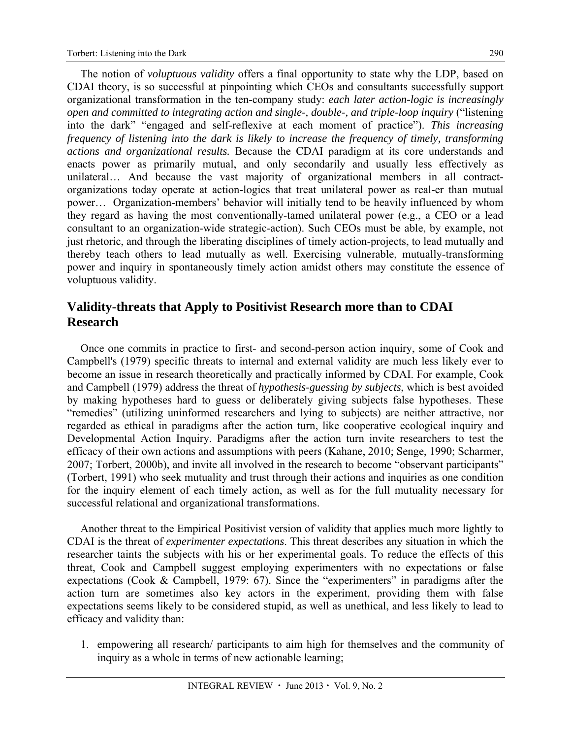The notion of *voluptuous validity* offers a final opportunity to state why the LDP, based on CDAI theory, is so successful at pinpointing which CEOs and consultants successfully support organizational transformation in the ten-company study: *each later action-logic is increasingly open and committed to integrating action and single-, double-, and triple-loop inquiry* ("listening into the dark" "engaged and self-reflexive at each moment of practice"). *This increasing frequency of listening into the dark is likely to increase the frequency of timely, transforming actions and organizational results.* Because the CDAI paradigm at its core understands and enacts power as primarily mutual, and only secondarily and usually less effectively as unilateral… And because the vast majority of organizational members in all contract-organizations today operate at action-logics that treat unilateral power as real-er than mutual power… Organization-members' behavior will initially tend to be heavily influenced by whom they regard as having the most conventionally-tamed unilateral power (e.g., a CEO or a lead consultant to an organization-wide strategic-action). Such CEOs must be able, by example, not just rhetoric, and through the liberating disciplines of timely action-projects, to lead mutually and thereby teach others to lead mutually as well. Exercising vulnerable, mutually-transforming power and inquiry in spontaneously timely action amidst others may constitute the essence of voluptuous validity.

## Validity-threats that Apply to Positivist Research more than to CDAI Research

Once one commits in practice to first- and second-person action inquiry, some of Cook and Campbell's (1979) specific threats to internal and external validity are much less likely ever to become an issue in research theoretically and practically informed by CDAI. For example, Cook and Campbell (1979) address the threat of *hypothesis-guessing by subjects*, which is best avoided by making hypotheses hard to guess or deliberately giving subjects false hypotheses. These "remedies" (utilizing uninformed researchers and lying to subjects) are neither attractive, nor regarded as ethical in paradigms after the action turn, like cooperative ecological inquiry and Developmental Action Inquiry. Paradigms after the action turn invite researchers to test the efficacy of their own actions and assumptions with peers (Kahane, 2010; Senge, 1990; Scharmer, 2007; Torbert, 2000b), and invite all involved in the research to become "observant participants" (Torbert, 1991) who seek mutuality and trust through their actions and inquiries as one condition for the inquiry element of each timely action, as well as for the full mutuality necessary for successful relational and organizational transformations.

Another threat to the Empirical Positivist version of validity that applies much more lightly to CDAI is the threat of *experimenter expectations*. This threat describes any situation in which the researcher taints the subjects with his or her experimental goals. To reduce the effects of this threat, Cook and Campbell suggest employing experimenters with no expectations or false expectations (Cook & Campbell, 1979: 67). Since the "experimenters" in paradigms after the action turn are sometimes also key actors in the experiment, providing them with false expectations seems likely to be considered stupid, as well as unethical, and less likely to lead to efficacy and validity than:

1. empowering all research/ participants to aim high for themselves and the community of inquiry as a whole in terms of new actionable learning;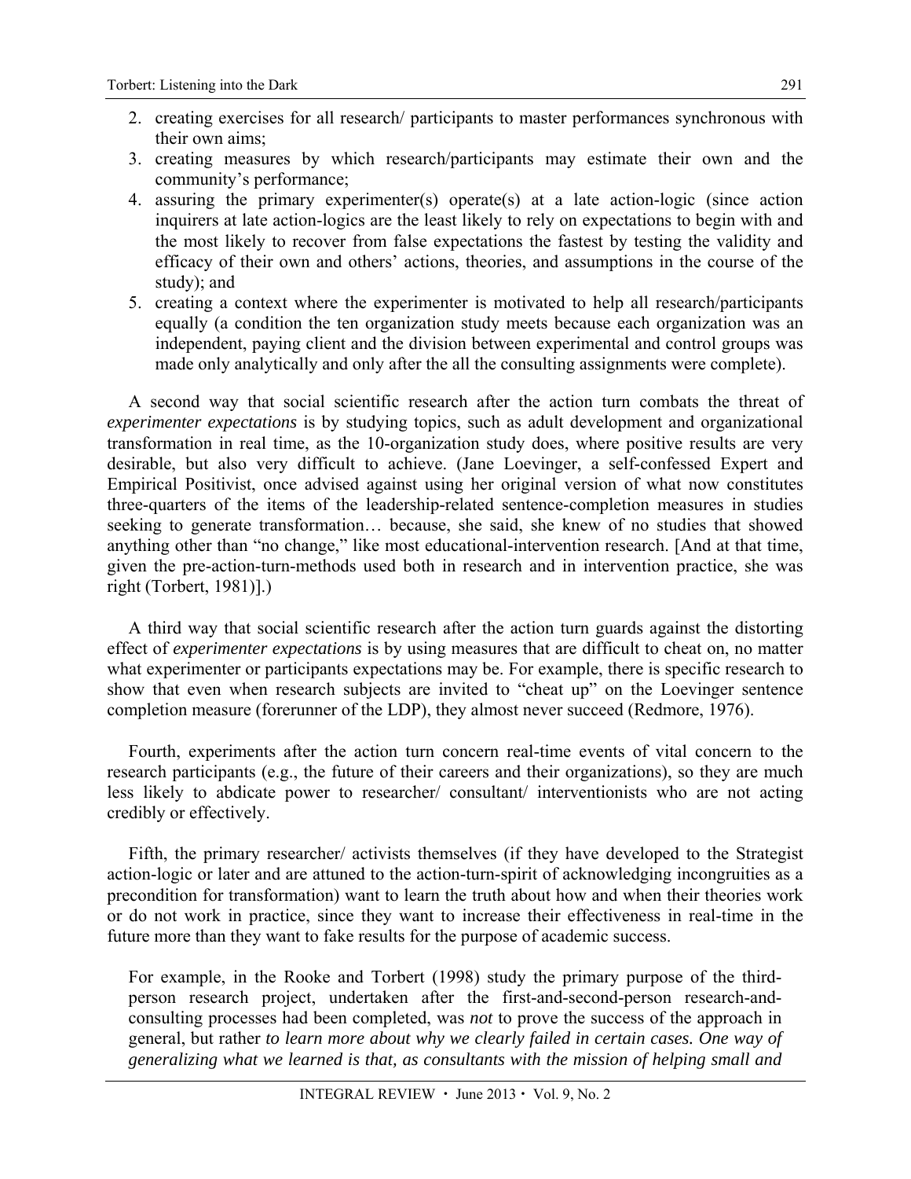2. creating exercises for all research/ participants to master performances synchronous with their own aims;
3. creating measures by which research/participants may estimate their own and the community's performance;
4. assuring the primary experimenter(s) operate(s) at a late action-logic (since action inquirers at late action-logics are the least likely to rely on expectations to begin with and the most likely to recover from false expectations the fastest by testing the validity and efficacy of their own and others' actions, theories, and assumptions in the course of the study); and
5. creating a context where the experimenter is motivated to help all research/participants equally (a condition the ten organization study meets because each organization was an independent, paying client and the division between experimental and control groups was made only analytically and only after the all the consulting assignments were complete).

A second way that social scientific research after the action turn combats the threat of *experimenter expectations* is by studying topics, such as adult development and organizational transformation in real time, as the 10-organization study does, where positive results are very desirable, but also very difficult to achieve. (Jane Loevinger, a self-confessed Expert and Empirical Positivist, once advised against using her original version of what now constitutes three-quarters of the items of the leadership-related sentence-completion measures in studies seeking to generate transformation… because, she said, she knew of no studies that showed anything other than "no change," like most educational-intervention research. [And at that time, given the pre-action-turn-methods used both in research and in intervention practice, she was right (Torbert, 1981)].)

A third way that social scientific research after the action turn guards against the distorting effect of *experimenter expectations* is by using measures that are difficult to cheat on, no matter what experimenter or participants expectations may be. For example, there is specific research to show that even when research subjects are invited to "cheat up" on the Loevinger sentence completion measure (forerunner of the LDP), they almost never succeed (Redmore, 1976).

Fourth, experiments after the action turn concern real-time events of vital concern to the research participants (e.g., the future of their careers and their organizations), so they are much less likely to abdicate power to researcher/ consultant/ interventionists who are not acting credibly or effectively.

Fifth, the primary researcher/ activists themselves (if they have developed to the Strategist action-logic or later and are attuned to the action-turn-spirit of acknowledging incongruities as a precondition for transformation) want to learn the truth about how and when their theories work or do not work in practice, since they want to increase their effectiveness in real-time in the future more than they want to fake results for the purpose of academic success.

> For example, in the Rooke and Torbert (1998) study the primary purpose of the third-person research project, undertaken after the first-and-second-person research-and-consulting processes had been completed, was *not* to prove the success of the approach in general, but rather *to learn more about why we clearly failed in certain cases. One way of generalizing what we learned is that, as consultants with the mission of helping small and*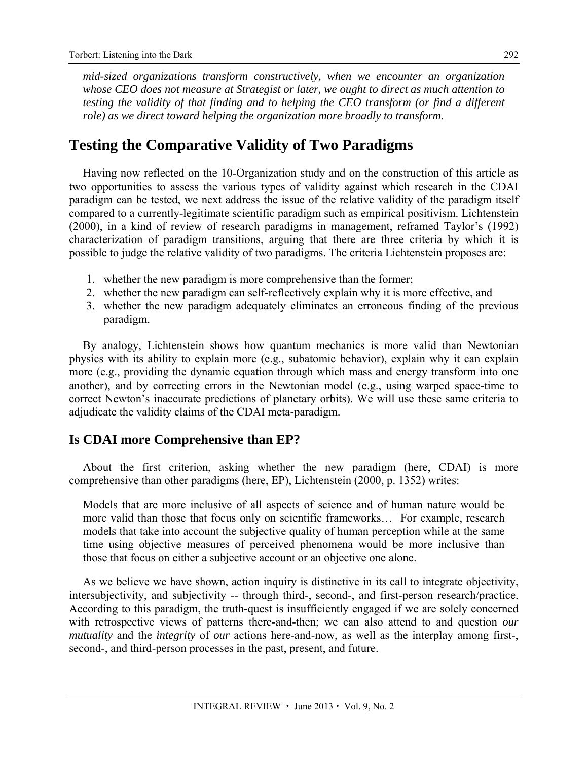*mid-sized organizations transform constructively, when we encounter an organization whose CEO does not measure at Strategist or later, we ought to direct as much attention to testing the validity of that finding and to helping the CEO transform (or find a different role) as we direct toward helping the organization more broadly to transform*.

## Testing the Comparative Validity of Two Paradigms

Having now reflected on the 10-Organization study and on the construction of this article as two opportunities to assess the various types of validity against which research in the CDAI paradigm can be tested, we next address the issue of the relative validity of the paradigm itself compared to a currently-legitimate scientific paradigm such as empirical positivism. Lichtenstein (2000), in a kind of review of research paradigms in management, reframed Taylor's (1992) characterization of paradigm transitions, arguing that there are three criteria by which it is possible to judge the relative validity of two paradigms. The criteria Lichtenstein proposes are:

1. whether the new paradigm is more comprehensive than the former;
2. whether the new paradigm can self-reflectively explain why it is more effective, and
3. whether the new paradigm adequately eliminates an erroneous finding of the previous paradigm.

By analogy, Lichtenstein shows how quantum mechanics is more valid than Newtonian physics with its ability to explain more (e.g., subatomic behavior), explain why it can explain more (e.g., providing the dynamic equation through which mass and energy transform into one another), and by correcting errors in the Newtonian model (e.g., using warped space-time to correct Newton's inaccurate predictions of planetary orbits). We will use these same criteria to adjudicate the validity claims of the CDAI meta-paradigm.

### Is CDAI more Comprehensive than EP?

About the first criterion, asking whether the new paradigm (here, CDAI) is more comprehensive than other paradigms (here, EP), Lichtenstein (2000, p. 1352) writes:

> Models that are more inclusive of all aspects of science and of human nature would be more valid than those that focus only on scientific frameworks… For example, research models that take into account the subjective quality of human perception while at the same time using objective measures of perceived phenomena would be more inclusive than those that focus on either a subjective account or an objective one alone.

As we believe we have shown, action inquiry is distinctive in its call to integrate objectivity, intersubjectivity, and subjectivity -- through third-, second-, and first-person research/practice. According to this paradigm, the truth-quest is insufficiently engaged if we are solely concerned with retrospective views of patterns there-and-then; we can also attend to and question *our mutuality* and the *integrity* of *our* actions here-and-now, as well as the interplay among first-, second-, and third-person processes in the past, present, and future.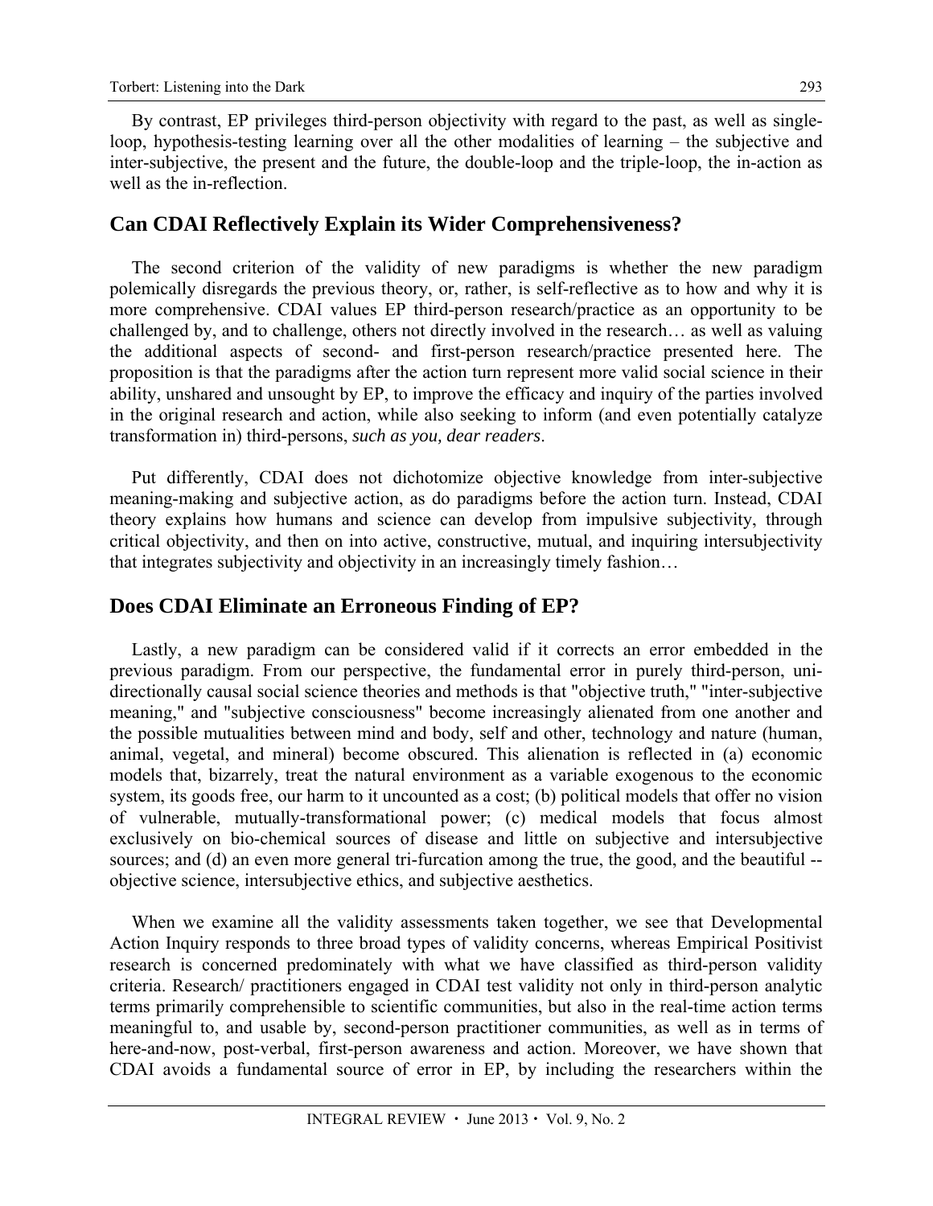By contrast, EP privileges third-person objectivity with regard to the past, as well as single-loop, hypothesis-testing learning over all the other modalities of learning – the subjective and inter-subjective, the present and the future, the double-loop and the triple-loop, the in-action as well as the in-reflection.

## Can CDAI Reflectively Explain its Wider Comprehensiveness?

The second criterion of the validity of new paradigms is whether the new paradigm polemically disregards the previous theory, or, rather, is self-reflective as to how and why it is more comprehensive. CDAI values EP third-person research/practice as an opportunity to be challenged by, and to challenge, others not directly involved in the research… as well as valuing the additional aspects of second- and first-person research/practice presented here. The proposition is that the paradigms after the action turn represent more valid social science in their ability, unshared and unsought by EP, to improve the efficacy and inquiry of the parties involved in the original research and action, while also seeking to inform (and even potentially catalyze transformation in) third-persons, *such as you, dear readers*.

Put differently, CDAI does not dichotomize objective knowledge from inter-subjective meaning-making and subjective action, as do paradigms before the action turn. Instead, CDAI theory explains how humans and science can develop from impulsive subjectivity, through critical objectivity, and then on into active, constructive, mutual, and inquiring intersubjectivity that integrates subjectivity and objectivity in an increasingly timely fashion…

## Does CDAI Eliminate an Erroneous Finding of EP?

Lastly, a new paradigm can be considered valid if it corrects an error embedded in the previous paradigm. From our perspective, the fundamental error in purely third-person, uni-directionally causal social science theories and methods is that "objective truth," "inter-subjective meaning," and "subjective consciousness" become increasingly alienated from one another and the possible mutualities between mind and body, self and other, technology and nature (human, animal, vegetal, and mineral) become obscured. This alienation is reflected in (a) economic models that, bizarrely, treat the natural environment as a variable exogenous to the economic system, its goods free, our harm to it uncounted as a cost; (b) political models that offer no vision of vulnerable, mutually-transformational power; (c) medical models that focus almost exclusively on bio-chemical sources of disease and little on subjective and intersubjective sources; and (d) an even more general tri-furcation among the true, the good, and the beautiful -- objective science, intersubjective ethics, and subjective aesthetics.

When we examine all the validity assessments taken together, we see that Developmental Action Inquiry responds to three broad types of validity concerns, whereas Empirical Positivist research is concerned predominately with what we have classified as third-person validity criteria. Research/ practitioners engaged in CDAI test validity not only in third-person analytic terms primarily comprehensible to scientific communities, but also in the real-time action terms meaningful to, and usable by, second-person practitioner communities, as well as in terms of here-and-now, post-verbal, first-person awareness and action. Moreover, we have shown that CDAI avoids a fundamental source of error in EP, by including the researchers within the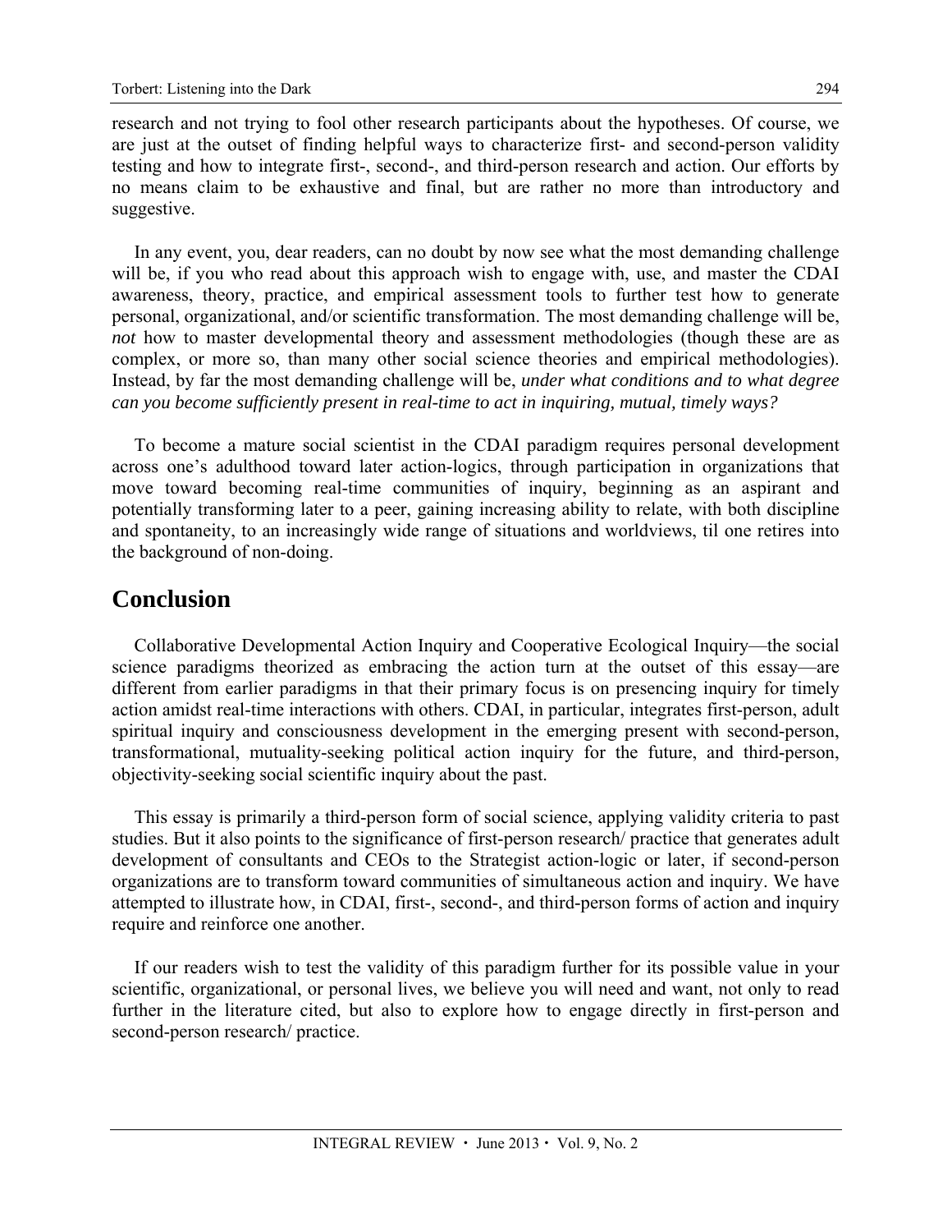research and not trying to fool other research participants about the hypotheses. Of course, we are just at the outset of finding helpful ways to characterize first- and second-person validity testing and how to integrate first-, second-, and third-person research and action. Our efforts by no means claim to be exhaustive and final, but are rather no more than introductory and suggestive.

In any event, you, dear readers, can no doubt by now see what the most demanding challenge will be, if you who read about this approach wish to engage with, use, and master the CDAI awareness, theory, practice, and empirical assessment tools to further test how to generate personal, organizational, and/or scientific transformation. The most demanding challenge will be, *not* how to master developmental theory and assessment methodologies (though these are as complex, or more so, than many other social science theories and empirical methodologies). Instead, by far the most demanding challenge will be, *under what conditions and to what degree can you become sufficiently present in real-time to act in inquiring, mutual, timely ways?*

To become a mature social scientist in the CDAI paradigm requires personal development across one's adulthood toward later action-logics, through participation in organizations that move toward becoming real-time communities of inquiry, beginning as an aspirant and potentially transforming later to a peer, gaining increasing ability to relate, with both discipline and spontaneity, to an increasingly wide range of situations and worldviews, til one retires into the background of non-doing.

## Conclusion

Collaborative Developmental Action Inquiry and Cooperative Ecological Inquiry—the social science paradigms theorized as embracing the action turn at the outset of this essay—are different from earlier paradigms in that their primary focus is on presencing inquiry for timely action amidst real-time interactions with others. CDAI, in particular, integrates first-person, adult spiritual inquiry and consciousness development in the emerging present with second-person, transformational, mutuality-seeking political action inquiry for the future, and third-person, objectivity-seeking social scientific inquiry about the past.

This essay is primarily a third-person form of social science, applying validity criteria to past studies. But it also points to the significance of first-person research/ practice that generates adult development of consultants and CEOs to the Strategist action-logic or later, if second-person organizations are to transform toward communities of simultaneous action and inquiry. We have attempted to illustrate how, in CDAI, first-, second-, and third-person forms of action and inquiry require and reinforce one another.

If our readers wish to test the validity of this paradigm further for its possible value in your scientific, organizational, or personal lives, we believe you will need and want, not only to read further in the literature cited, but also to explore how to engage directly in first-person and second-person research/ practice.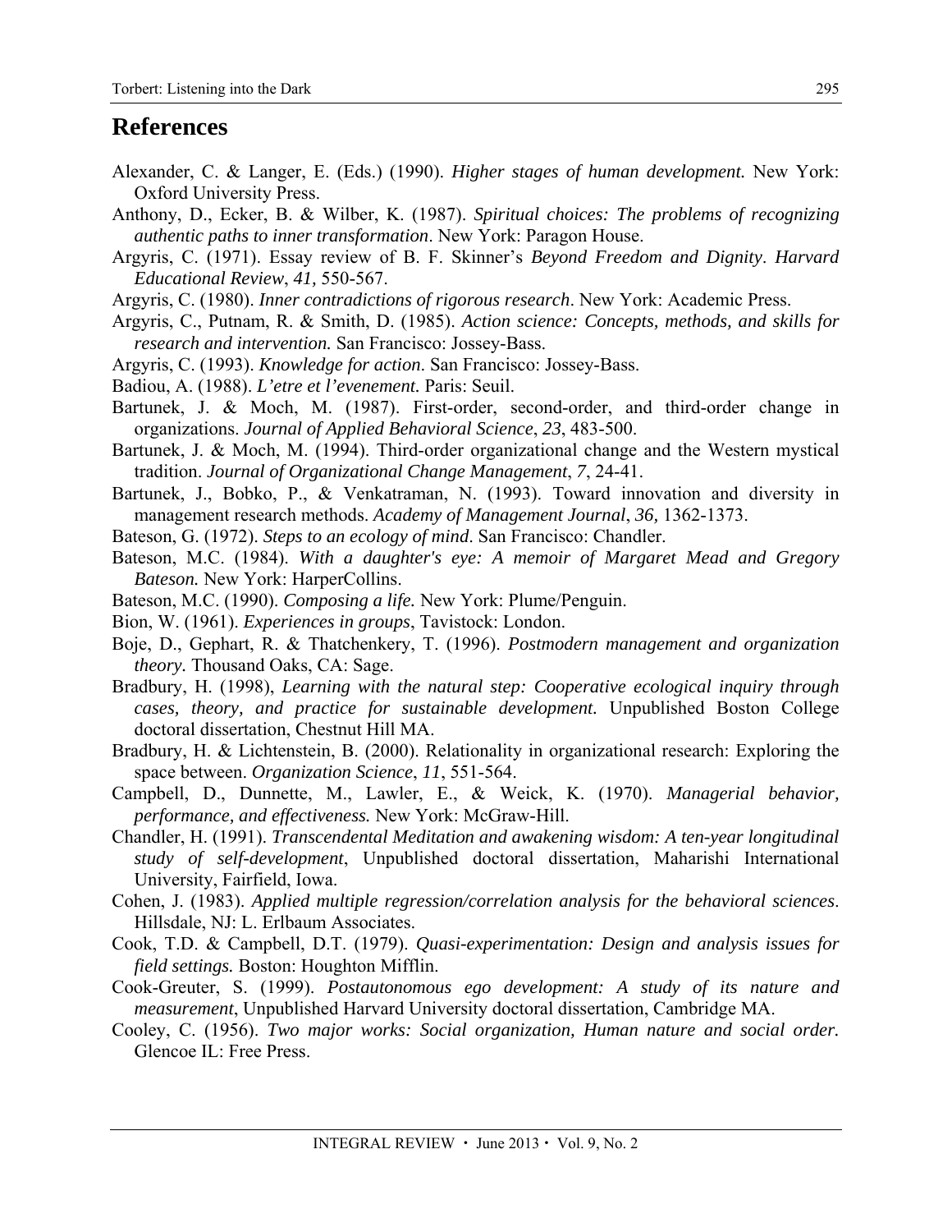## References

Alexander, C. & Langer, E. (Eds.) (1990). *Higher stages of human development.* New York: Oxford University Press.

Anthony, D., Ecker, B. & Wilber, K. (1987). *Spiritual choices: The problems of recognizing authentic paths to inner transformation*. New York: Paragon House.

Argyris, C. (1971). Essay review of B. F. Skinner's *Beyond Freedom and Dignity*. *Harvard Educational Review*, *41,* 550-567.

Argyris, C. (1980). *Inner contradictions of rigorous research*. New York: Academic Press.

Argyris, C., Putnam, R. & Smith, D. (1985). *Action science: Concepts, methods, and skills for research and intervention.* San Francisco: Jossey-Bass.

Argyris, C. (1993). *Knowledge for action*. San Francisco: Jossey-Bass.

Badiou, A. (1988). *L'etre et l'evenement.* Paris: Seuil.

Bartunek, J. & Moch, M. (1987). First-order, second-order, and third-order change in organizations. *Journal of Applied Behavioral Science*, *23*, 483-500.

Bartunek, J. & Moch, M. (1994). Third-order organizational change and the Western mystical tradition. *Journal of Organizational Change Management*, *7*, 24-41.

Bartunek, J., Bobko, P., & Venkatraman, N. (1993). Toward innovation and diversity in management research methods. *Academy of Management Journal*, *36,* 1362-1373.

Bateson, G. (1972). *Steps to an ecology of mind*. San Francisco: Chandler.

Bateson, M.C. (1984). *With a daughter's eye: A memoir of Margaret Mead and Gregory Bateson.* New York: HarperCollins.

Bateson, M.C. (1990). *Composing a life.* New York: Plume/Penguin.

Bion, W. (1961). *Experiences in groups*, Tavistock: London.

Boje, D., Gephart, R. & Thatchenkery, T. (1996). *Postmodern management and organization theory.* Thousand Oaks, CA: Sage.

Bradbury, H. (1998), *Learning with the natural step: Cooperative ecological inquiry through cases, theory, and practice for sustainable development.* Unpublished Boston College doctoral dissertation, Chestnut Hill MA.

Bradbury, H. & Lichtenstein, B. (2000). Relationality in organizational research: Exploring the space between. *Organization Science*, *11*, 551-564.

Campbell, D., Dunnette, M., Lawler, E., & Weick, K. (1970). *Managerial behavior, performance, and effectiveness.* New York: McGraw-Hill.

Chandler, H. (1991). *Transcendental Meditation and awakening wisdom: A ten-year longitudinal study of self-development*, Unpublished doctoral dissertation, Maharishi International University, Fairfield, Iowa.

Cohen, J. (1983). *Applied multiple regression/correlation analysis for the behavioral sciences*. Hillsdale, NJ: L. Erlbaum Associates.

Cook, T.D. & Campbell, D.T. (1979). *Quasi-experimentation: Design and analysis issues for field settings.* Boston: Houghton Mifflin.

Cook-Greuter, S. (1999). *Postautonomous ego development: A study of its nature and measurement*, Unpublished Harvard University doctoral dissertation, Cambridge MA.

Cooley, C. (1956). *Two major works: Social organization, Human nature and social order.* Glencoe IL: Free Press.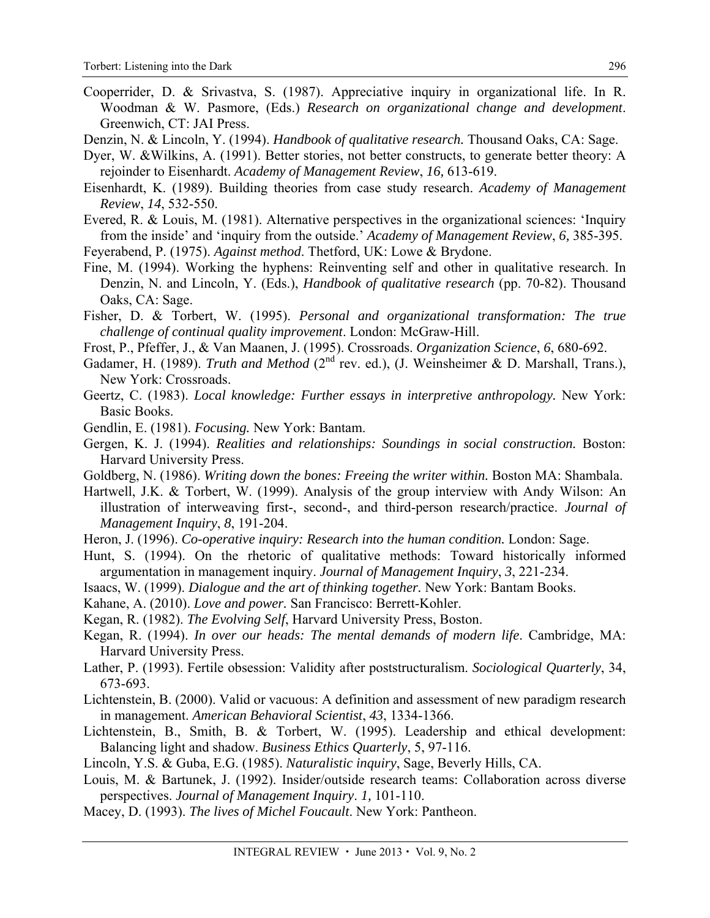Cooperrider, D. & Srivastva, S. (1987). Appreciative inquiry in organizational life. In R. Woodman & W. Pasmore, (Eds.) *Research on organizational change and development*. Greenwich, CT: JAI Press.

Denzin, N. & Lincoln, Y. (1994). *Handbook of qualitative research.* Thousand Oaks, CA: Sage.

Dyer, W. &Wilkins, A. (1991). Better stories, not better constructs, to generate better theory: A rejoinder to Eisenhardt. *Academy of Management Review*, *16,* 613-619.

Eisenhardt, K. (1989). Building theories from case study research. *Academy of Management Review*, *14*, 532-550.

Evered, R. & Louis, M. (1981). Alternative perspectives in the organizational sciences: 'Inquiry from the inside' and 'inquiry from the outside.' *Academy of Management Review*, *6,* 385-395.

Feyerabend, P. (1975). *Against method.* Thetford, UK: Lowe & Brydone.

Fine, M. (1994). Working the hyphens: Reinventing self and other in qualitative research. In Denzin, N. and Lincoln, Y. (Eds.), *Handbook of qualitative research* (pp. 70-82). Thousand Oaks, CA: Sage.

Fisher, D. & Torbert, W. (1995). *Personal and organizational transformation: The true challenge of continual quality improvement*. London: McGraw-Hill.

Frost, P., Pfeffer, J., & Van Maanen, J. (1995). Crossroads. *Organization Science*, *6*, 680-692.

Gadamer, H. (1989). *Truth and Method* (2nd rev. ed.), (J. Weinsheimer & D. Marshall, Trans.), New York: Crossroads.

Geertz, C. (1983). *Local knowledge: Further essays in interpretive anthropology.* New York: Basic Books.

Gendlin, E. (1981). *Focusing.* New York: Bantam.

Gergen, K. J. (1994). *Realities and relationships: Soundings in social construction.* Boston: Harvard University Press.

Goldberg, N. (1986). *Writing down the bones: Freeing the writer within.* Boston MA: Shambala.

Hartwell, J.K. & Torbert, W. (1999). Analysis of the group interview with Andy Wilson: An illustration of interweaving first-, second-, and third-person research/practice. *Journal of Management Inquiry*, *8*, 191-204.

Heron, J. (1996). *Co-operative inquiry: Research into the human condition.* London: Sage.

Hunt, S. (1994). On the rhetoric of qualitative methods: Toward historically informed argumentation in management inquiry. *Journal of Management Inquiry*, *3*, 221-234.

Isaacs, W. (1999). *Dialogue and the art of thinking together.* New York: Bantam Books.

Kahane, A. (2010). *Love and power.* San Francisco: Berrett-Kohler.

Kegan, R. (1982). *The Evolving Self*, Harvard University Press, Boston.

Kegan, R. (1994). *In over our heads: The mental demands of modern life*. Cambridge, MA: Harvard University Press.

Lather, P. (1993). Fertile obsession: Validity after poststructuralism. *Sociological Quarterly*, 34, 673-693.

Lichtenstein, B. (2000). Valid or vacuous: A definition and assessment of new paradigm research in management. *American Behavioral Scientist*, *43*, 1334-1366.

Lichtenstein, B., Smith, B. & Torbert, W. (1995). Leadership and ethical development: Balancing light and shadow. *Business Ethics Quarterly*, 5, 97-116.

Lincoln, Y.S. & Guba, E.G. (1985). *Naturalistic inquiry*, Sage, Beverly Hills, CA.

Louis, M. & Bartunek, J. (1992). Insider/outside research teams: Collaboration across diverse perspectives. *Journal of Management Inquiry*. *1,* 101-110.

Macey, D. (1993). *The lives of Michel Foucault*. New York: Pantheon.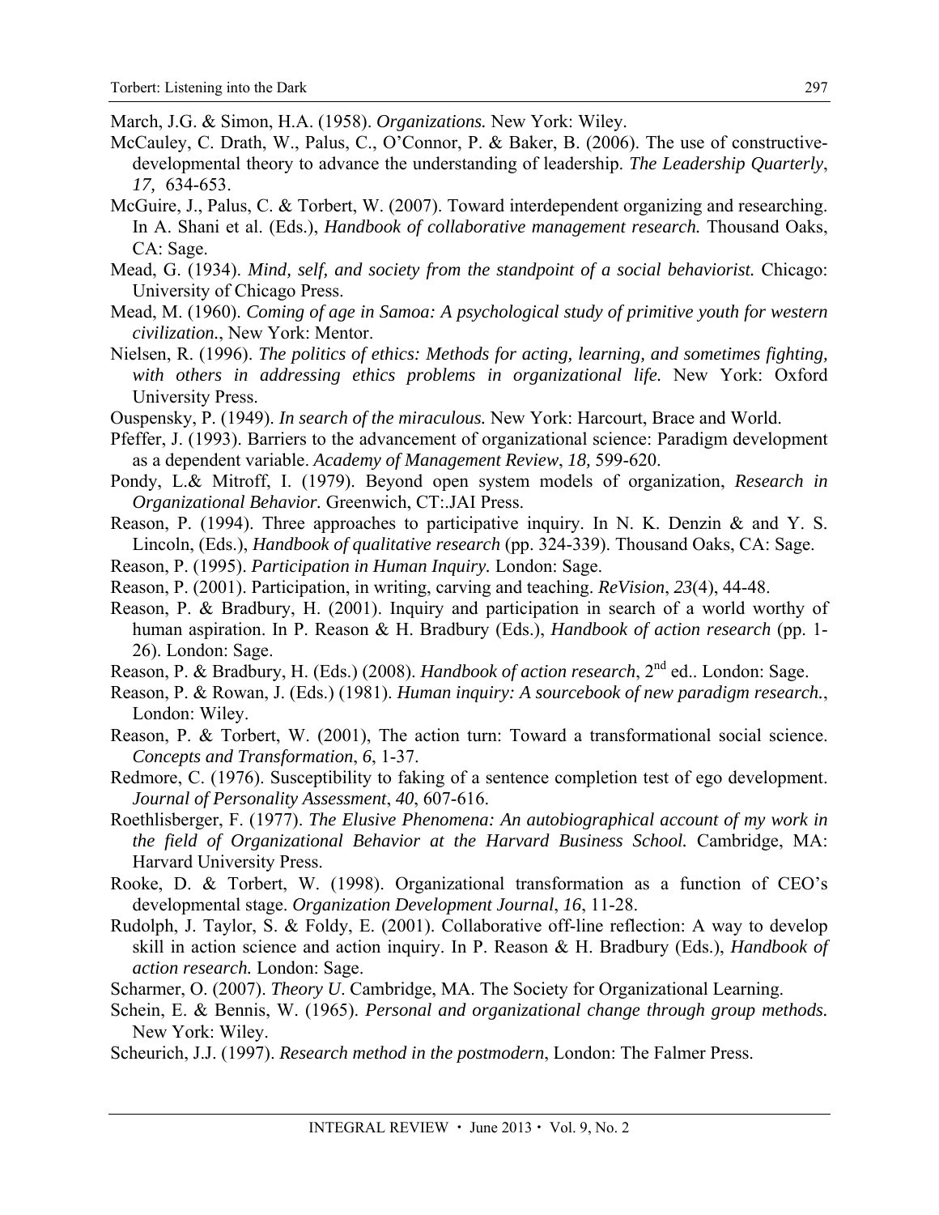March, J.G. & Simon, H.A. (1958). *Organizations.* New York: Wiley.

McCauley, C. Drath, W., Palus, C., O'Connor, P. & Baker, B. (2006). The use of constructive-developmental theory to advance the understanding of leadership. *The Leadership Quarterly*, *17,* 634-653.

McGuire, J., Palus, C. & Torbert, W. (2007). Toward interdependent organizing and researching. In A. Shani et al. (Eds.), *Handbook of collaborative management research.* Thousand Oaks, CA: Sage.

Mead, G. (1934). *Mind, self, and society from the standpoint of a social behaviorist.* Chicago: University of Chicago Press.

Mead, M. (1960). *Coming of age in Samoa: A psychological study of primitive youth for western civilization.*, New York: Mentor.

Nielsen, R. (1996). *The politics of ethics: Methods for acting, learning, and sometimes fighting, with others in addressing ethics problems in organizational life.* New York: Oxford University Press.

Ouspensky, P. (1949). *In search of the miraculous.* New York: Harcourt, Brace and World.

Pfeffer, J. (1993). Barriers to the advancement of organizational science: Paradigm development as a dependent variable. *Academy of Management Review*, *18,* 599-620.

Pondy, L.& Mitroff, I. (1979). Beyond open system models of organization, *Research in Organizational Behavior.* Greenwich, CT:.JAI Press.

Reason, P. (1994). Three approaches to participative inquiry. In N. K. Denzin & and Y. S. Lincoln, (Eds.), *Handbook of qualitative research* (pp. 324-339). Thousand Oaks, CA: Sage.

Reason, P. (1995). *Participation in Human Inquiry.* London: Sage.

Reason, P. (2001). Participation, in writing, carving and teaching. *ReVision*, *23*(4), 44-48.

Reason, P. & Bradbury, H. (2001). Inquiry and participation in search of a world worthy of human aspiration. In P. Reason & H. Bradbury (Eds.), *Handbook of action research* (pp. 1-26). London: Sage.

Reason, P. & Bradbury, H. (Eds.) (2008). *Handbook of action research*, 2nd ed.. London: Sage.

Reason, P. & Rowan, J. (Eds.) (1981). *Human inquiry: A sourcebook of new paradigm research.*, London: Wiley.

Reason, P. & Torbert, W. (2001), The action turn: Toward a transformational social science. *Concepts and Transformation*, *6*, 1-37.

Redmore, C. (1976). Susceptibility to faking of a sentence completion test of ego development. *Journal of Personality Assessment*, *40*, 607-616.

Roethlisberger, F. (1977). *The Elusive Phenomena: An autobiographical account of my work in the field of Organizational Behavior at the Harvard Business School.* Cambridge, MA: Harvard University Press.

Rooke, D. & Torbert, W. (1998). Organizational transformation as a function of CEO's developmental stage. *Organization Development Journal*, *16*, 11-28.

Rudolph, J. Taylor, S. & Foldy, E. (2001). Collaborative off-line reflection: A way to develop skill in action science and action inquiry. In P. Reason & H. Bradbury (Eds.), *Handbook of action research.* London: Sage.

Scharmer, O. (2007). *Theory U*. Cambridge, MA. The Society for Organizational Learning.

Schein, E. & Bennis, W. (1965). *Personal and organizational change through group methods.* New York: Wiley.

Scheurich, J.J. (1997). *Research method in the postmodern*, London: The Falmer Press.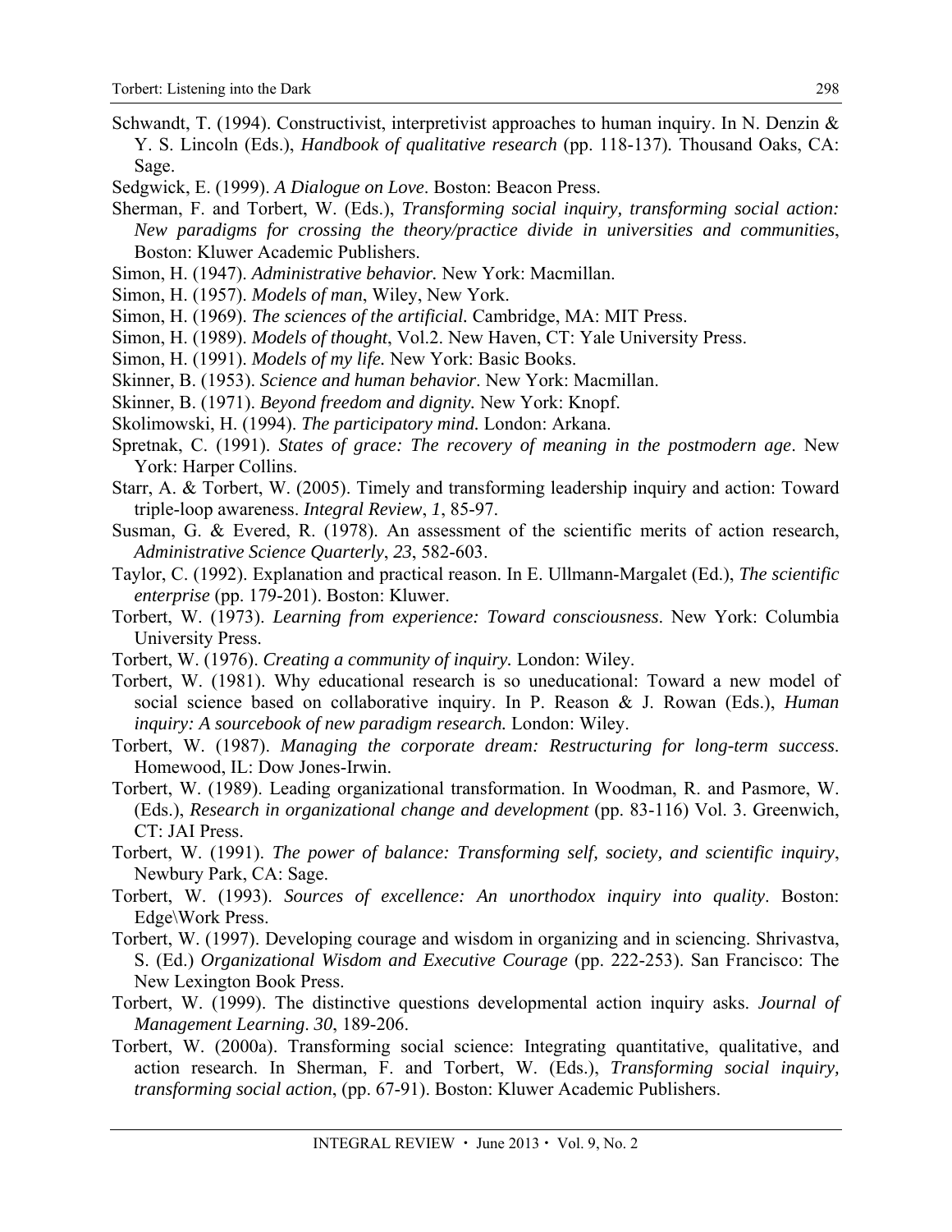Schwandt, T. (1994). Constructivist, interpretivist approaches to human inquiry. In N. Denzin & Y. S. Lincoln (Eds.), *Handbook of qualitative research* (pp. 118-137). Thousand Oaks, CA: Sage.

Sedgwick, E. (1999). *A Dialogue on Love*. Boston: Beacon Press.

Sherman, F. and Torbert, W. (Eds.), *Transforming social inquiry, transforming social action: New paradigms for crossing the theory/practice divide in universities and communities*, Boston: Kluwer Academic Publishers.

Simon, H. (1947). *Administrative behavior.* New York: Macmillan.

Simon, H. (1957). *Models of man*, Wiley, New York.

Simon, H. (1969). *The sciences of the artificial.* Cambridge, MA: MIT Press.

Simon, H. (1989). *Models of thought*, Vol.2. New Haven, CT: Yale University Press.

Simon, H. (1991). *Models of my life.* New York: Basic Books.

Skinner, B. (1953). *Science and human behavior*. New York: Macmillan.

Skinner, B. (1971). *Beyond freedom and dignity.* New York: Knopf.

Skolimowski, H. (1994). *The participatory mind.* London: Arkana.

Spretnak, C. (1991). *States of grace: The recovery of meaning in the postmodern age*. New York: Harper Collins.

Starr, A. & Torbert, W. (2005). Timely and transforming leadership inquiry and action: Toward triple-loop awareness. *Integral Review*, *1*, 85-97.

Susman, G. & Evered, R. (1978). An assessment of the scientific merits of action research, *Administrative Science Quarterly*, *23*, 582-603.

Taylor, C. (1992). Explanation and practical reason. In E. Ullmann-Margalet (Ed.), *The scientific enterprise* (pp. 179-201). Boston: Kluwer.

Torbert, W. (1973). *Learning from experience: Toward consciousness*. New York: Columbia University Press.

Torbert, W. (1976). *Creating a community of inquiry.* London: Wiley.

Torbert, W. (1981). Why educational research is so uneducational: Toward a new model of social science based on collaborative inquiry. In P. Reason & J. Rowan (Eds.), *Human inquiry: A sourcebook of new paradigm research.* London: Wiley.

Torbert, W. (1987). *Managing the corporate dream: Restructuring for long-term success*. Homewood, IL: Dow Jones-Irwin.

Torbert, W. (1989). Leading organizational transformation. In Woodman, R. and Pasmore, W. (Eds.), *Research in organizational change and development* (pp. 83-116) Vol. 3. Greenwich, CT: JAI Press.

Torbert, W. (1991). *The power of balance: Transforming self, society, and scientific inquiry*, Newbury Park, CA: Sage.

Torbert, W. (1993). *Sources of excellence: An unorthodox inquiry into quality*. Boston: Edge\Work Press.

Torbert, W. (1997). Developing courage and wisdom in organizing and in sciencing. Shrivastva, S. (Ed.) *Organizational Wisdom and Executive Courage* (pp. 222-253). San Francisco: The New Lexington Book Press.

Torbert, W. (1999). The distinctive questions developmental action inquiry asks. *Journal of Management Learning*. *30*, 189-206.

Torbert, W. (2000a). Transforming social science: Integrating quantitative, qualitative, and action research. In Sherman, F. and Torbert, W. (Eds.), *Transforming social inquiry, transforming social action*, (pp. 67-91). Boston: Kluwer Academic Publishers.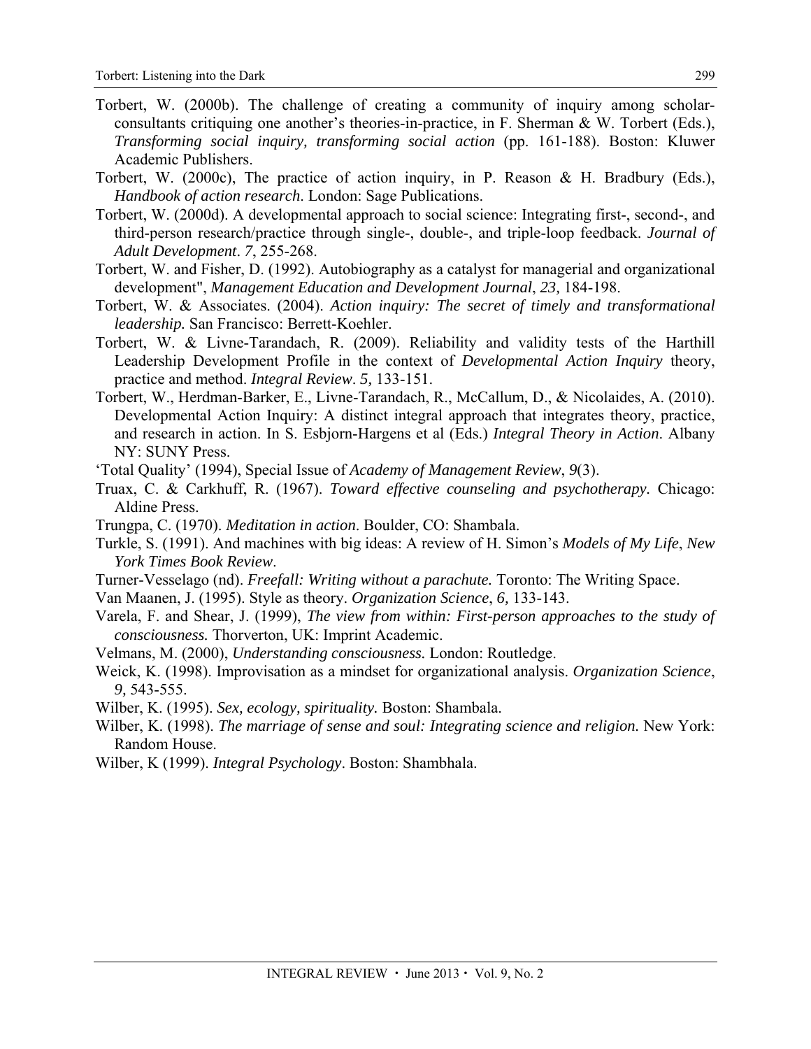Torbert, W. (2000b). The challenge of creating a community of inquiry among scholar-consultants critiquing one another's theories-in-practice, in F. Sherman & W. Torbert (Eds.), *Transforming social inquiry, transforming social action* (pp. 161-188). Boston: Kluwer Academic Publishers.

Torbert, W. (2000c), The practice of action inquiry, in P. Reason & H. Bradbury (Eds.), *Handbook of action research*. London: Sage Publications.

Torbert, W. (2000d). A developmental approach to social science: Integrating first-, second-, and third-person research/practice through single-, double-, and triple-loop feedback. *Journal of Adult Development*. *7*, 255-268.

Torbert, W. and Fisher, D. (1992). Autobiography as a catalyst for managerial and organizational development", *Management Education and Development Journal*, *23,* 184-198.

Torbert, W. & Associates. (2004). *Action inquiry: The secret of timely and transformational leadership.* San Francisco: Berrett-Koehler.

Torbert, W. & Livne-Tarandach, R. (2009). Reliability and validity tests of the Harthill Leadership Development Profile in the context of *Developmental Action Inquiry* theory, practice and method. *Integral Review*. *5,* 133-151.

Torbert, W., Herdman-Barker, E., Livne-Tarandach, R., McCallum, D., & Nicolaides, A. (2010). Developmental Action Inquiry: A distinct integral approach that integrates theory, practice, and research in action. In S. Esbjorn-Hargens et al (Eds.) *Integral Theory in Action*. Albany NY: SUNY Press.

'Total Quality' (1994), Special Issue of *Academy of Management Review*, *9*(3).

Truax, C. & Carkhuff, R. (1967). *Toward effective counseling and psychotherapy.* Chicago: Aldine Press.

Trungpa, C. (1970). *Meditation in action*. Boulder, CO: Shambala.

Turkle, S. (1991). And machines with big ideas: A review of H. Simon's *Models of My Life*, *New York Times Book Review*.

Turner-Vesselago (nd). *Freefall: Writing without a parachute.* Toronto: The Writing Space.

Van Maanen, J. (1995). Style as theory. *Organization Science*, *6,* 133-143.

Varela, F. and Shear, J. (1999), *The view from within: First-person approaches to the study of consciousness.* Thorverton, UK: Imprint Academic.

Velmans, M. (2000), *Understanding consciousness.* London: Routledge.

Weick, K. (1998). Improvisation as a mindset for organizational analysis. *Organization Science*, *9,* 543-555.

Wilber, K. (1995). *Sex, ecology, spirituality.* Boston: Shambala.

Wilber, K. (1998). *The marriage of sense and soul: Integrating science and religion.* New York: Random House.

Wilber, K (1999). *Integral Psychology*. Boston: Shambhala.